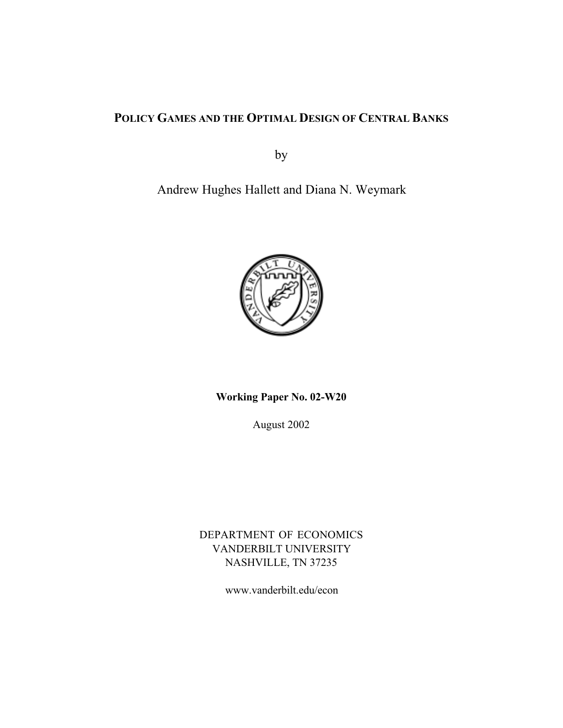# POLICY GAMES AND THE OPTIMAL DESIGN OF CENTRAL BANKS

by

Andrew Hughes Hallett and Diana N. Weymark

**Working Paper No. 02-W20**

August 2002

DEPARTMENT OF ECONOMICS
VANDERBILT UNIVERSITY
NASHVILLE, TN 37235

www.vanderbilt.edu/econ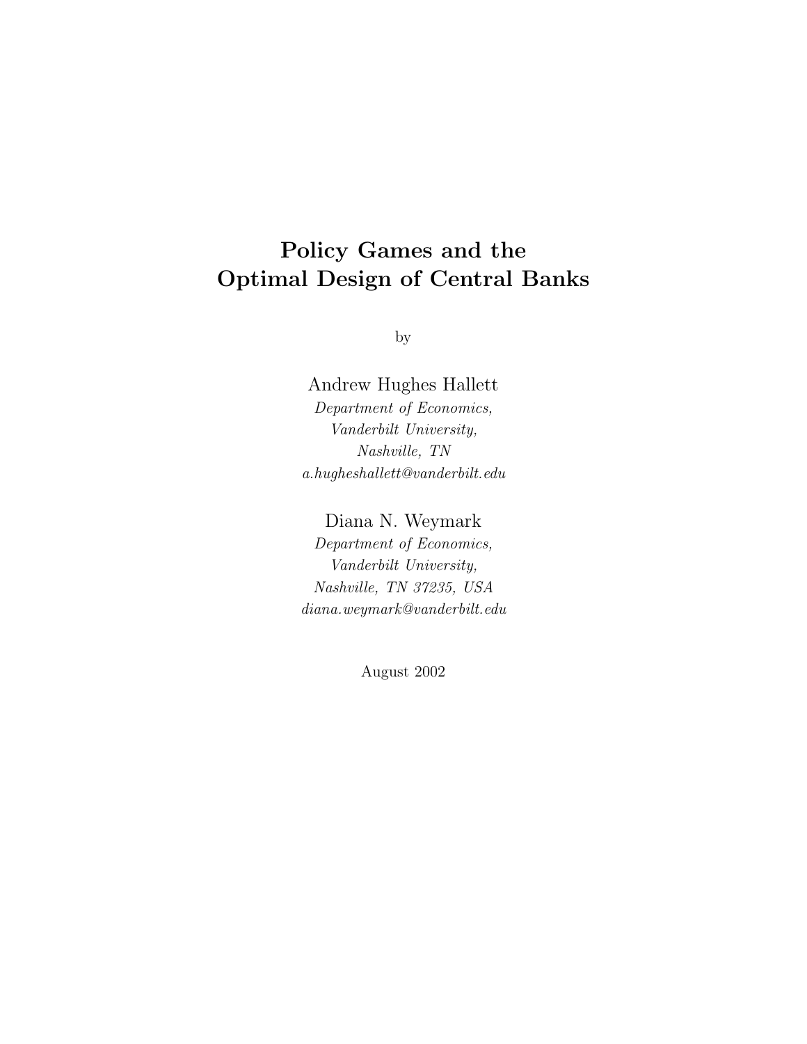# Policy Games and the Optimal Design of Central Banks

by

Andrew Hughes Hallett  
*Department of Economics,*  
*Vanderbilt University,*  
*Nashville, TN*  
*a.hugheshallett@vanderbilt.edu*

Diana N. Weymark  
*Department of Economics,*  
*Vanderbilt University,*  
*Nashville, TN 37235, USA*  
*diana.weymark@vanderbilt.edu*

August 2002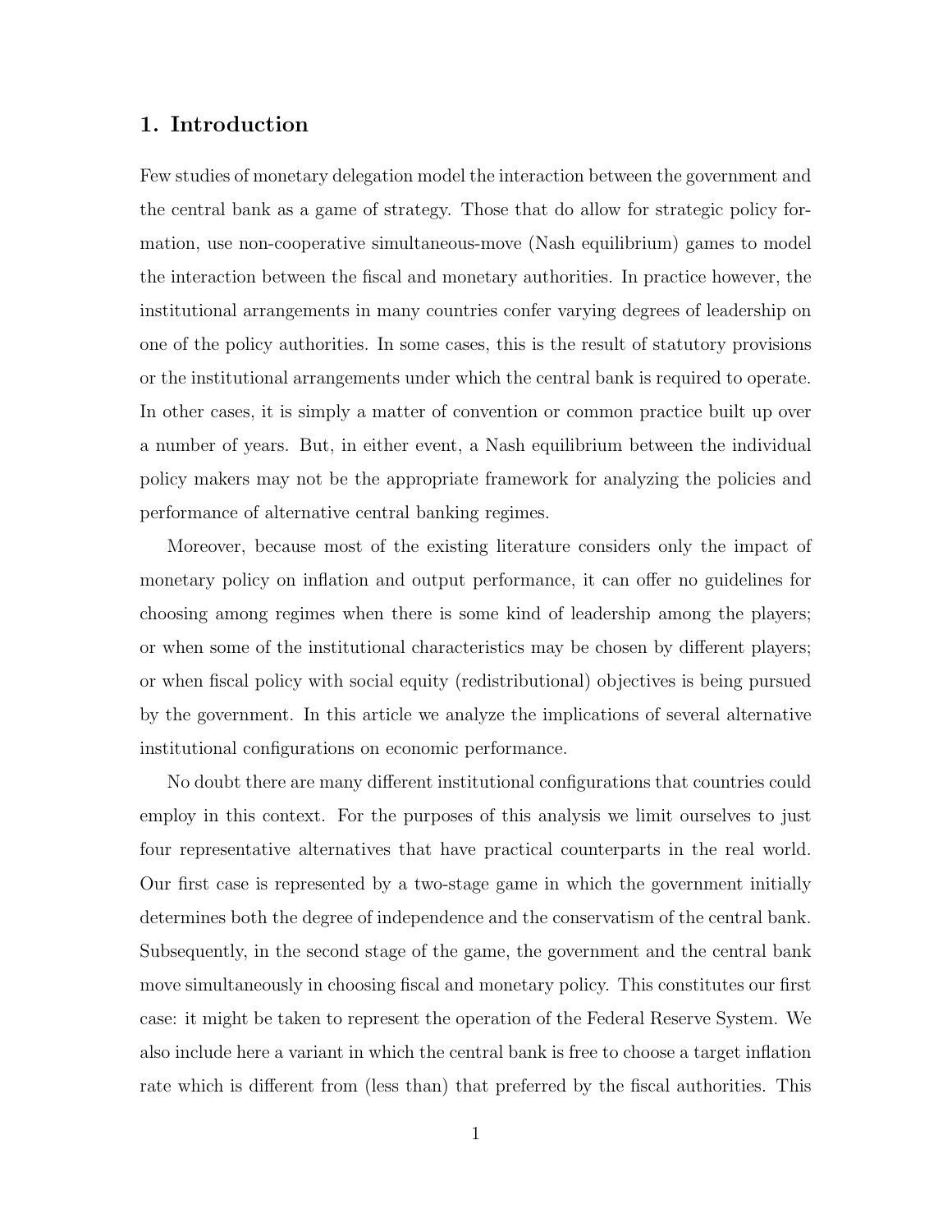## 1. Introduction

Few studies of monetary delegation model the interaction between the government and the central bank as a game of strategy. Those that do allow for strategic policy formation, use non-cooperative simultaneous-move (Nash equilibrium) games to model the interaction between the fiscal and monetary authorities. In practice however, the institutional arrangements in many countries confer varying degrees of leadership on one of the policy authorities. In some cases, this is the result of statutory provisions or the institutional arrangements under which the central bank is required to operate. In other cases, it is simply a matter of convention or common practice built up over a number of years. But, in either event, a Nash equilibrium between the individual policy makers may not be the appropriate framework for analyzing the policies and performance of alternative central banking regimes.

Moreover, because most of the existing literature considers only the impact of monetary policy on inflation and output performance, it can offer no guidelines for choosing among regimes when there is some kind of leadership among the players; or when some of the institutional characteristics may be chosen by different players; or when fiscal policy with social equity (redistributional) objectives is being pursued by the government. In this article we analyze the implications of several alternative institutional configurations on economic performance.

No doubt there are many different institutional configurations that countries could employ in this context. For the purposes of this analysis we limit ourselves to just four representative alternatives that have practical counterparts in the real world. Our first case is represented by a two-stage game in which the government initially determines both the degree of independence and the conservatism of the central bank. Subsequently, in the second stage of the game, the government and the central bank move simultaneously in choosing fiscal and monetary policy. This constitutes our first case: it might be taken to represent the operation of the Federal Reserve System. We also include here a variant in which the central bank is free to choose a target inflation rate which is different from (less than) that preferred by the fiscal authorities. This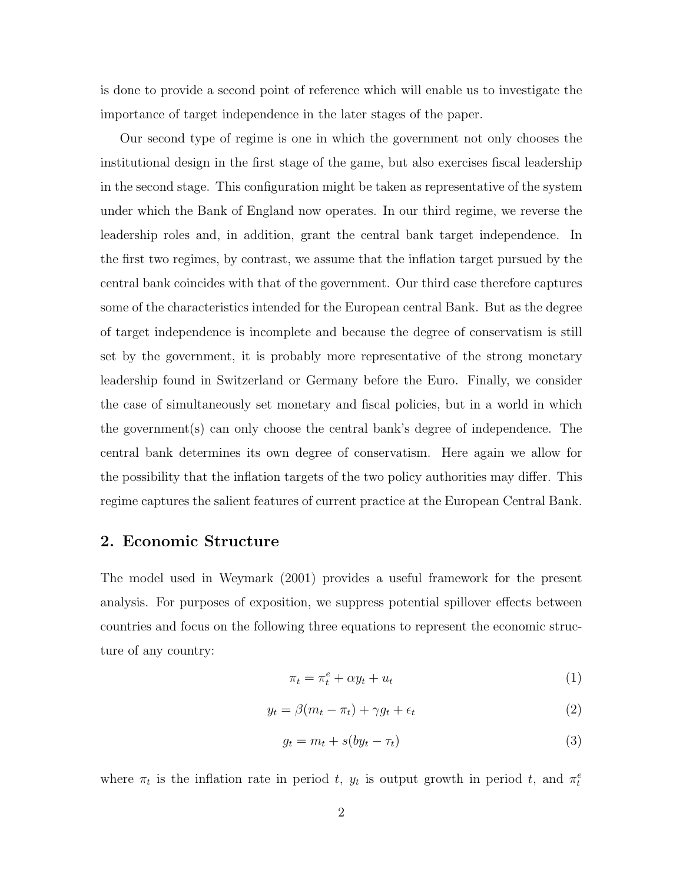is done to provide a second point of reference which will enable us to investigate the importance of target independence in the later stages of the paper.

Our second type of regime is one in which the government not only chooses the institutional design in the first stage of the game, but also exercises fiscal leadership in the second stage. This configuration might be taken as representative of the system under which the Bank of England now operates. In our third regime, we reverse the leadership roles and, in addition, grant the central bank target independence. In the first two regimes, by contrast, we assume that the inflation target pursued by the central bank coincides with that of the government. Our third case therefore captures some of the characteristics intended for the European central Bank. But as the degree of target independence is incomplete and because the degree of conservatism is still set by the government, it is probably more representative of the strong monetary leadership found in Switzerland or Germany before the Euro. Finally, we consider the case of simultaneously set monetary and fiscal policies, but in a world in which the government(s) can only choose the central bank's degree of independence. The central bank determines its own degree of conservatism. Here again we allow for the possibility that the inflation targets of the two policy authorities may differ. This regime captures the salient features of current practice at the European Central Bank.

## 2. Economic Structure

The model used in Weymark (2001) provides a useful framework for the present analysis. For purposes of exposition, we suppress potential spillover effects between countries and focus on the following three equations to represent the economic structure of any country:

$$\pi_t = \pi_t^e + \alpha y_t + u_t \tag{1}$$

$$y_t = \beta(m_t - \pi_t) + \gamma g_t + \epsilon_t \tag{2}$$

$$g_t = m_t + s(by_t - \tau_t) \tag{3}$$

where $\pi_t$ is the inflation rate in period $t$, $y_t$ is output growth in period $t$, and $\pi_t^e$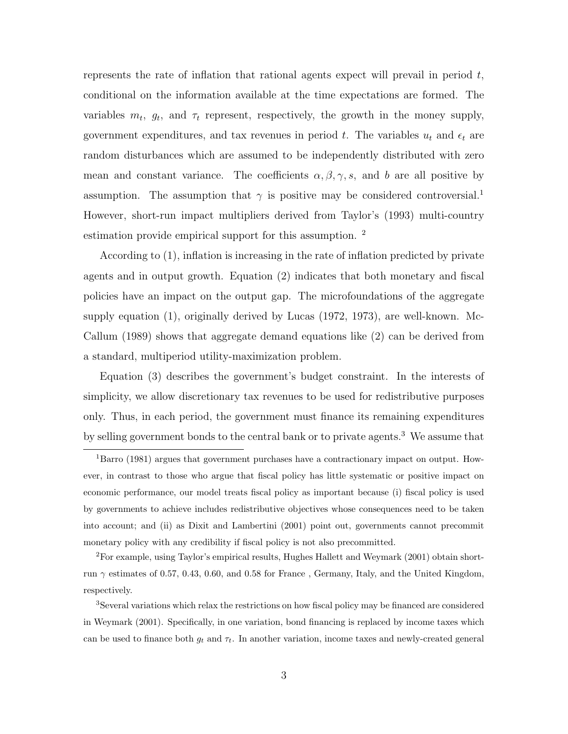represents the rate of inflation that rational agents expect will prevail in period $t$, conditional on the information available at the time expectations are formed. The variables $m_t$, $g_t$, and $\tau_t$ represent, respectively, the growth in the money supply, government expenditures, and tax revenues in period $t$. The variables $u_t$ and $\epsilon_t$ are random disturbances which are assumed to be independently distributed with zero mean and constant variance. The coefficients $\alpha, \beta, \gamma, s,$ and $b$ are all positive by assumption. The assumption that $\gamma$ is positive may be considered controversial.[1] However, short-run impact multipliers derived from Taylor's (1993) multi-country estimation provide empirical support for this assumption. [2]

According to (1), inflation is increasing in the rate of inflation predicted by private agents and in output growth. Equation (2) indicates that both monetary and fiscal policies have an impact on the output gap. The microfoundations of the aggregate supply equation (1), originally derived by Lucas (1972, 1973), are well-known. McCallum (1989) shows that aggregate demand equations like (2) can be derived from a standard, multiperiod utility-maximization problem.

Equation (3) describes the government's budget constraint. In the interests of simplicity, we allow discretionary tax revenues to be used for redistributive purposes only. Thus, in each period, the government must finance its remaining expenditures by selling government bonds to the central bank or to private agents.[3] We assume that

[1] Barro (1981) argues that government purchases have a contractionary impact on output. However, in contrast to those who argue that fiscal policy has little systematic or positive impact on economic performance, our model treats fiscal policy as important because (i) fiscal policy is used by governments to achieve includes redistributive objectives whose consequences need to be taken into account; and (ii) as Dixit and Lambertini (2001) point out, governments cannot precommit monetary policy with any credibility if fiscal policy is not also precommitted.

[2] For example, using Taylor's empirical results, Hughes Hallett and Weymark (2001) obtain short-run $\gamma$ estimates of 0.57, 0.43, 0.60, and 0.58 for France , Germany, Italy, and the United Kingdom, respectively.

[3] Several variations which relax the restrictions on how fiscal policy may be financed are considered in Weymark (2001). Specifically, in one variation, bond financing is replaced by income taxes which can be used to finance both $g_t$ and $\tau_t$. In another variation, income taxes and newly-created general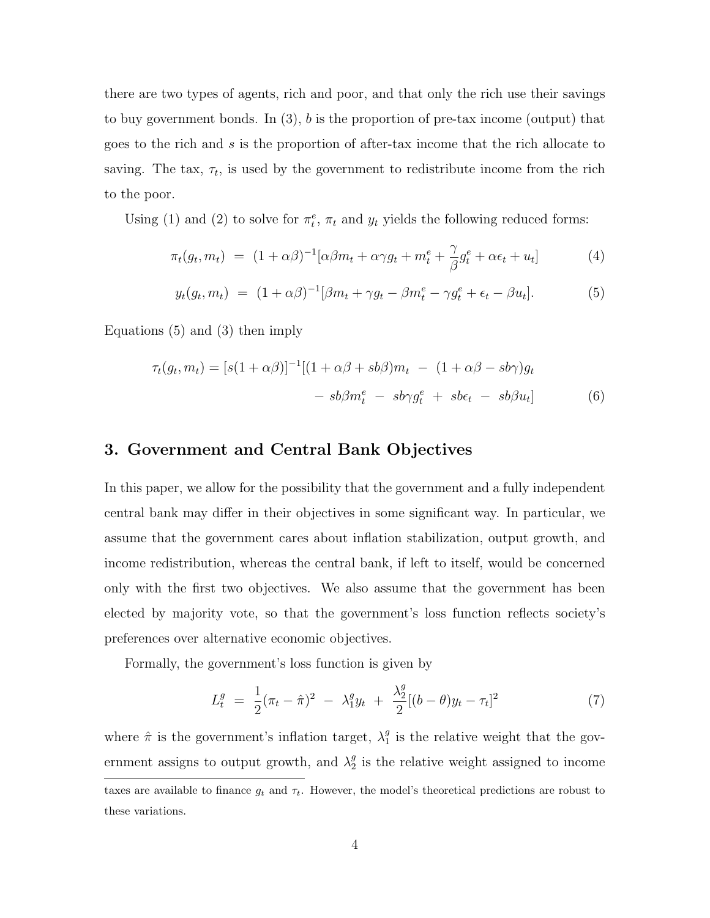there are two types of agents, rich and poor, and that only the rich use their savings to buy government bonds. In (3), $b$ is the proportion of pre-tax income (output) that goes to the rich and $s$ is the proportion of after-tax income that the rich allocate to saving. The tax, $\tau_t$, is used by the government to redistribute income from the rich to the poor.

Using (1) and (2) to solve for $\pi_t^e$, $\pi_t$ and $y_t$ yields the following reduced forms:

$$\pi_t(g_t, m_t) \;=\; (1+\alpha\beta)^{-1}[\alpha\beta m_t + \alpha\gamma g_t + m_t^e + \frac{\gamma}{\beta} g_t^e + \alpha\epsilon_t + u_t] \tag{4}$$

$$y_t(g_t, m_t) \;=\; (1+\alpha\beta)^{-1}[\beta m_t + \gamma g_t - \beta m_t^e - \gamma g_t^e + \epsilon_t - \beta u_t]. \tag{5}$$

Equations (5) and (3) then imply

$$\tau_t(g_t, m_t) = [s(1+\alpha\beta)]^{-1}[(1+\alpha\beta+sb\beta)m_t \;-\; (1+\alpha\beta - sb\gamma)g_t \\ -\; sb\beta m_t^e \;-\; sb\gamma g_t^e \;+\; sb\epsilon_t \;-\; sb\beta u_t] \tag{6}$$

## 3. Government and Central Bank Objectives

In this paper, we allow for the possibility that the government and a fully independent central bank may differ in their objectives in some significant way. In particular, we assume that the government cares about inflation stabilization, output growth, and income redistribution, whereas the central bank, if left to itself, would be concerned only with the first two objectives. We also assume that the government has been elected by majority vote, so that the government's loss function reflects society's preferences over alternative economic objectives.

Formally, the government's loss function is given by

$$L_t^g \;=\; \frac{1}{2}(\pi_t - \hat{\pi})^2 \;-\; \lambda_1^g y_t \;+\; \frac{\lambda_2^g}{2}[(b-\theta)y_t - \tau_t]^2 \tag{7}$$

where $\hat{\pi}$ is the government's inflation target, $\lambda_1^g$ is the relative weight that the government assigns to output growth, and $\lambda_2^g$ is the relative weight assigned to income

taxes are available to finance $g_t$ and $\tau_t$. However, the model's theoretical predictions are robust to these variations.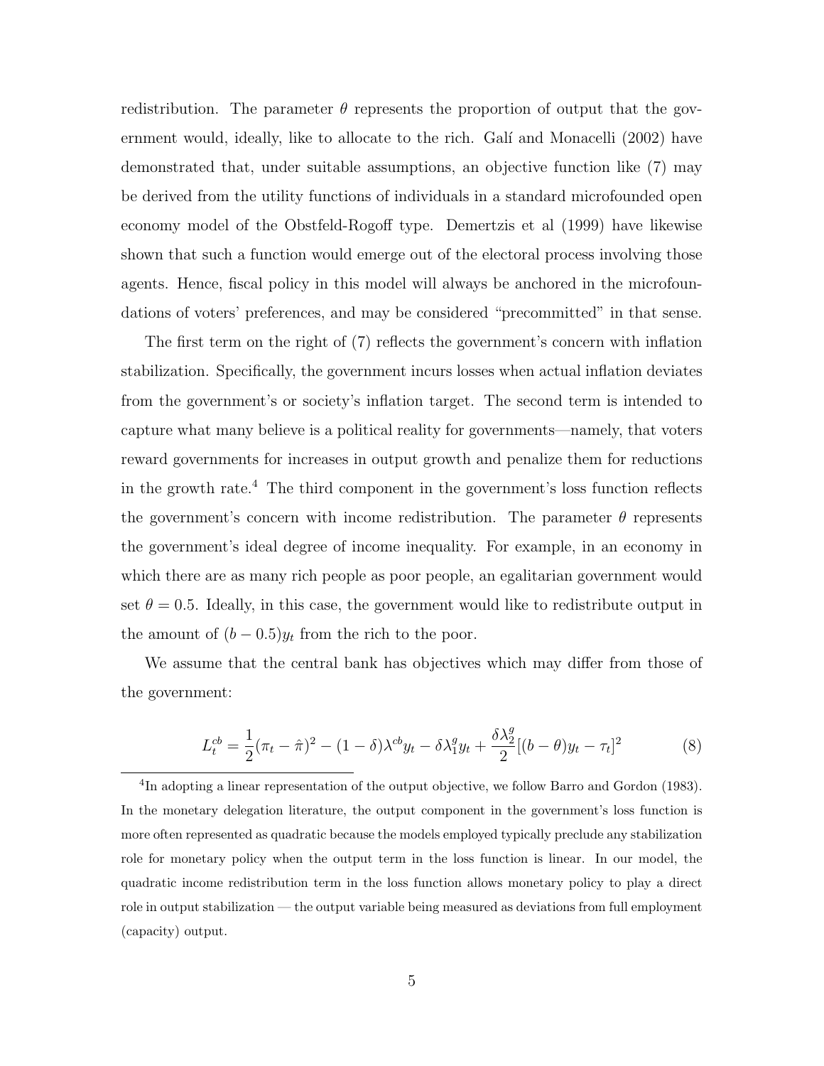redistribution. The parameter $\theta$ represents the proportion of output that the government would, ideally, like to allocate to the rich. Galí and Monacelli (2002) have demonstrated that, under suitable assumptions, an objective function like (7) may be derived from the utility functions of individuals in a standard microfounded open economy model of the Obstfeld-Rogoff type. Demertzis et al (1999) have likewise shown that such a function would emerge out of the electoral process involving those agents. Hence, fiscal policy in this model will always be anchored in the microfoundations of voters' preferences, and may be considered "precommitted" in that sense.

The first term on the right of (7) reflects the government's concern with inflation stabilization. Specifically, the government incurs losses when actual inflation deviates from the government's or society's inflation target. The second term is intended to capture what many believe is a political reality for governments—namely, that voters reward governments for increases in output growth and penalize them for reductions in the growth rate.[4] The third component in the government's loss function reflects the government's concern with income redistribution. The parameter $\theta$ represents the government's ideal degree of income inequality. For example, in an economy in which there are as many rich people as poor people, an egalitarian government would set $\theta = 0.5$. Ideally, in this case, the government would like to redistribute output in the amount of $(b - 0.5)y_t$ from the rich to the poor.

We assume that the central bank has objectives which may differ from those of the government:

$$L_t^{cb} = \frac{1}{2}(\pi_t - \hat{\pi})^2 - (1-\delta)\lambda^{cb} y_t - \delta \lambda_1^g y_t + \frac{\delta \lambda_2^g}{2}[(b-\theta)y_t - \tau_t]^2 \tag{8}$$

[4] In adopting a linear representation of the output objective, we follow Barro and Gordon (1983). In the monetary delegation literature, the output component in the government's loss function is more often represented as quadratic because the models employed typically preclude any stabilization role for monetary policy when the output term in the loss function is linear. In our model, the quadratic income redistribution term in the loss function allows monetary policy to play a direct role in output stabilization — the output variable being measured as deviations from full employment (capacity) output.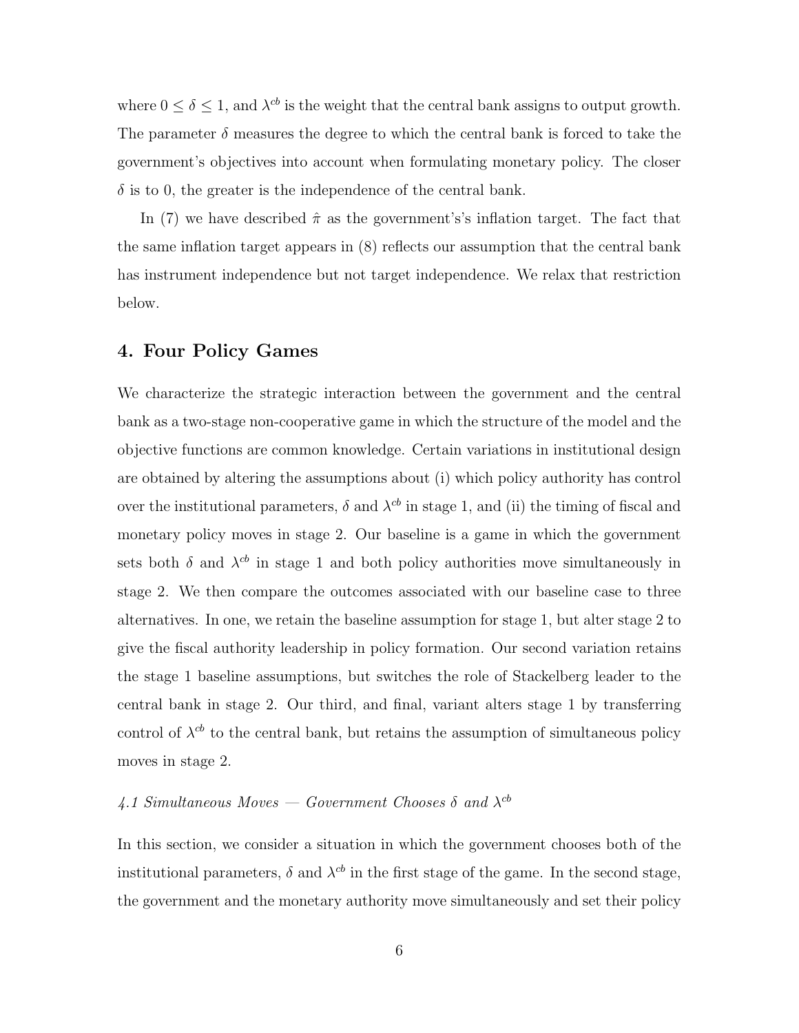where $0 \leq \delta \leq 1$, and $\lambda^{cb}$ is the weight that the central bank assigns to output growth. The parameter $\delta$ measures the degree to which the central bank is forced to take the government's objectives into account when formulating monetary policy. The closer $\delta$ is to 0, the greater is the independence of the central bank.

In (7) we have described $\hat{\pi}$ as the government's's inflation target. The fact that the same inflation target appears in (8) reflects our assumption that the central bank has instrument independence but not target independence. We relax that restriction below.

## 4. Four Policy Games

We characterize the strategic interaction between the government and the central bank as a two-stage non-cooperative game in which the structure of the model and the objective functions are common knowledge. Certain variations in institutional design are obtained by altering the assumptions about (i) which policy authority has control over the institutional parameters, $\delta$ and $\lambda^{cb}$ in stage 1, and (ii) the timing of fiscal and monetary policy moves in stage 2. Our baseline is a game in which the government sets both $\delta$ and $\lambda^{cb}$ in stage 1 and both policy authorities move simultaneously in stage 2. We then compare the outcomes associated with our baseline case to three alternatives. In one, we retain the baseline assumption for stage 1, but alter stage 2 to give the fiscal authority leadership in policy formation. Our second variation retains the stage 1 baseline assumptions, but switches the role of Stackelberg leader to the central bank in stage 2. Our third, and final, variant alters stage 1 by transferring control of $\lambda^{cb}$ to the central bank, but retains the assumption of simultaneous policy moves in stage 2.

### *4.1 Simultaneous Moves — Government Chooses $\delta$ and $\lambda^{cb}$*

In this section, we consider a situation in which the government chooses both of the institutional parameters, $\delta$ and $\lambda^{cb}$ in the first stage of the game. In the second stage, the government and the monetary authority move simultaneously and set their policy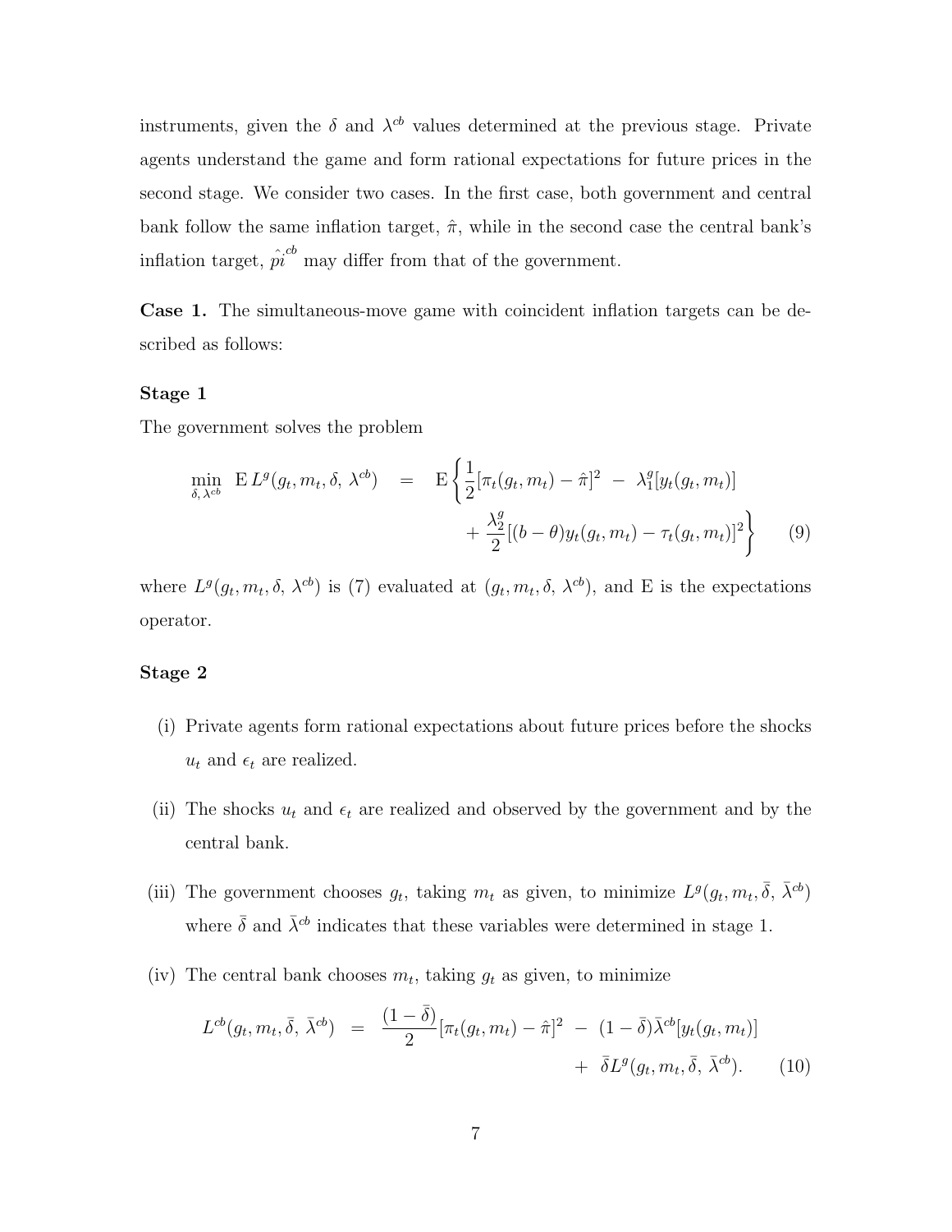instruments, given the $\delta$ and $\lambda^{cb}$ values determined at the previous stage. Private agents understand the game and form rational expectations for future prices in the second stage. We consider two cases. In the first case, both government and central bank follow the same inflation target, $\hat{\pi}$, while in the second case the central bank's inflation target, $\hat{pi}^{cb}$ may differ from that of the government.

**Case 1.** The simultaneous-move game with coincident inflation targets can be described as follows:

### Stage 1

The government solves the problem

$$\min_{\delta,\,\lambda^{cb}} \; \mathrm{E}\, L^g(g_t, m_t, \delta,\, \lambda^{cb}) \;\; = \;\; \mathrm{E}\left\{ \frac{1}{2}[\pi_t(g_t, m_t) - \hat{\pi}]^2 \; - \; \lambda_1^g[y_t(g_t, m_t)] + \frac{\lambda_2^g}{2}[(b-\theta)y_t(g_t, m_t) - \tau_t(g_t, m_t)]^2 \right\} \qquad (9)$$

where $L^g(g_t, m_t, \delta,\, \lambda^{cb})$ is (7) evaluated at $(g_t, m_t, \delta,\, \lambda^{cb})$, and E is the expectations operator.

### Stage 2

(i) Private agents form rational expectations about future prices before the shocks $u_t$ and $\epsilon_t$ are realized.

(ii) The shocks $u_t$ and $\epsilon_t$ are realized and observed by the government and by the central bank.

(iii) The government chooses $g_t$, taking $m_t$ as given, to minimize $L^g(g_t, m_t, \bar{\delta},\, \bar{\lambda}^{cb})$ where $\bar{\delta}$ and $\bar{\lambda}^{cb}$ indicates that these variables were determined in stage 1.

(iv) The central bank chooses $m_t$, taking $g_t$ as given, to minimize

$$L^{cb}(g_t, m_t, \bar{\delta},\, \bar{\lambda}^{cb}) \;\; = \;\; \frac{(1-\bar{\delta})}{2}[\pi_t(g_t, m_t) - \hat{\pi}]^2 \; - \; (1-\bar{\delta})\bar{\lambda}^{cb}[y_t(g_t, m_t)] \; + \; \bar{\delta} L^g(g_t, m_t, \bar{\delta},\, \bar{\lambda}^{cb}). \qquad (10)$$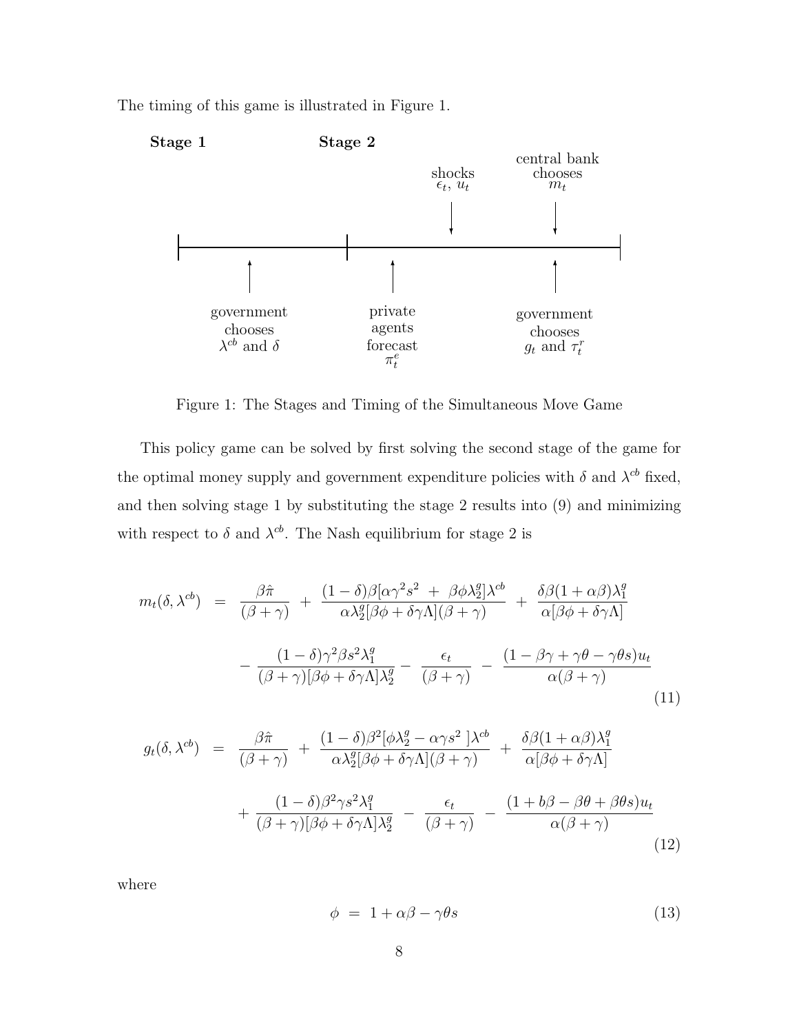The timing of this game is illustrated in Figure 1.

**Stage 1** — government chooses $\lambda^{cb}$ and $\delta$

**Stage 2** — private agents forecast $\pi_t^e$; shocks $\epsilon_t$, $u_t$; central bank chooses $m_t$; government chooses $g_t$ and $\tau_t^r$

Figure 1: The Stages and Timing of the Simultaneous Move Game

This policy game can be solved by first solving the second stage of the game for the optimal money supply and government expenditure policies with $\delta$ and $\lambda^{cb}$ fixed, and then solving stage 1 by substituting the stage 2 results into (9) and minimizing with respect to $\delta$ and $\lambda^{cb}$. The Nash equilibrium for stage 2 is

$$
\begin{aligned}
m_t(\delta, \lambda^{cb}) \;=\;& \frac{\beta\hat{\pi}}{(\beta+\gamma)} \;+\; \frac{(1-\delta)\beta[\alpha\gamma^2 s^2 \;+\; \beta\phi\lambda_2^g]\lambda^{cb}}{\alpha\lambda_2^g[\beta\phi+\delta\gamma\Lambda](\beta+\gamma)} \;+\; \frac{\delta\beta(1+\alpha\beta)\lambda_1^g}{\alpha[\beta\phi+\delta\gamma\Lambda]} \\
&- \frac{(1-\delta)\gamma^2\beta s^2\lambda_1^g}{(\beta+\gamma)[\beta\phi+\delta\gamma\Lambda]\lambda_2^g} - \frac{\epsilon_t}{(\beta+\gamma)} \;-\; \frac{(1-\beta\gamma+\gamma\theta-\gamma\theta s)u_t}{\alpha(\beta+\gamma)}
\end{aligned}
\tag{11}
$$

$$
\begin{aligned}
g_t(\delta, \lambda^{cb}) \;=\;& \frac{\beta\hat{\pi}}{(\beta+\gamma)} \;+\; \frac{(1-\delta)\beta^2[\phi\lambda_2^g - \alpha\gamma s^2\;]\lambda^{cb}}{\alpha\lambda_2^g[\beta\phi+\delta\gamma\Lambda](\beta+\gamma)} \;+\; \frac{\delta\beta(1+\alpha\beta)\lambda_1^g}{\alpha[\beta\phi+\delta\gamma\Lambda]} \\
&+ \frac{(1-\delta)\beta^2\gamma s^2\lambda_1^g}{(\beta+\gamma)[\beta\phi+\delta\gamma\Lambda]\lambda_2^g} \;-\; \frac{\epsilon_t}{(\beta+\gamma)} \;-\; \frac{(1+b\beta-\beta\theta+\beta\theta s)u_t}{\alpha(\beta+\gamma)}
\end{aligned}
\tag{12}
$$

where

$$
\phi \;=\; 1+\alpha\beta-\gamma\theta s \tag{13}
$$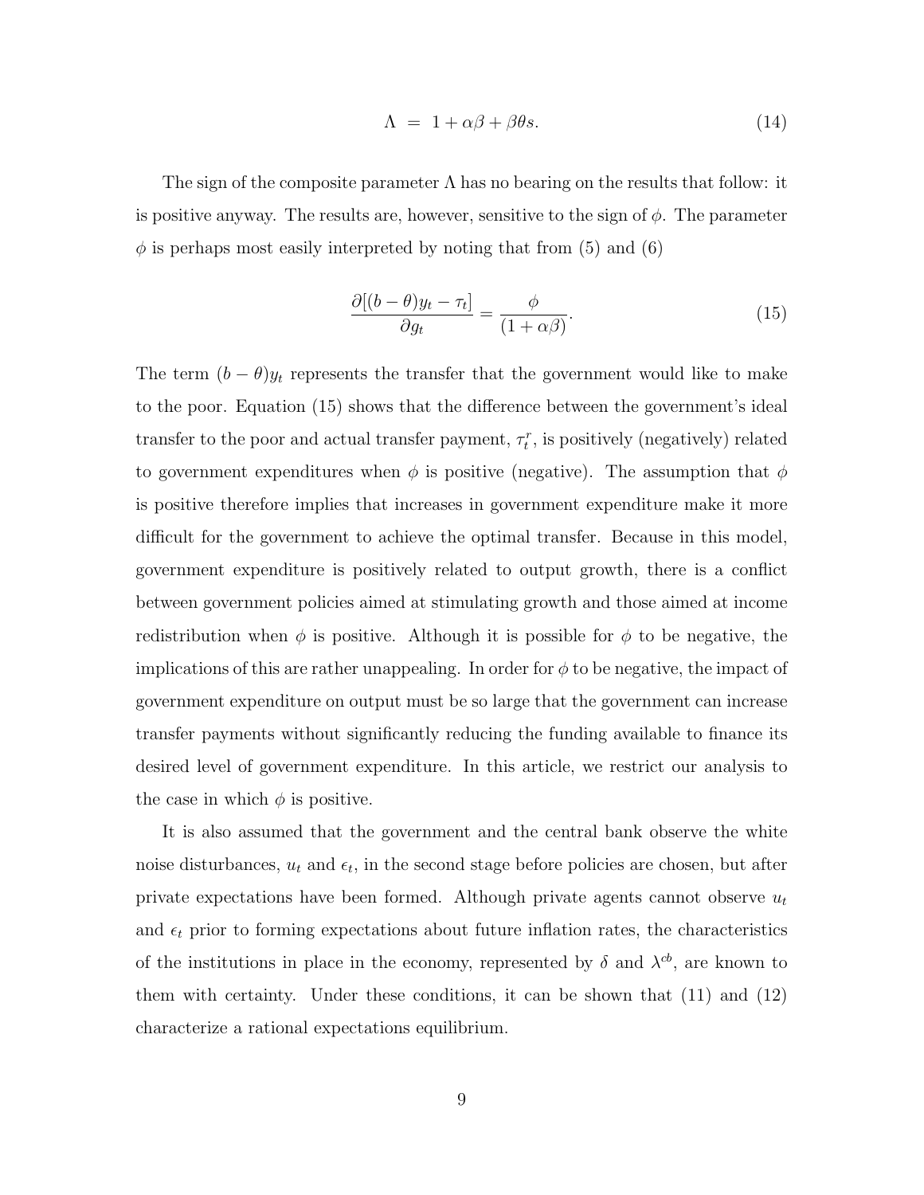$$\Lambda \;=\; 1 + \alpha\beta + \beta\theta s. \tag{14}$$

The sign of the composite parameter $\Lambda$ has no bearing on the results that follow: it is positive anyway. The results are, however, sensitive to the sign of $\phi$. The parameter $\phi$ is perhaps most easily interpreted by noting that from (5) and (6)

$$\frac{\partial[(b-\theta)y_t - \tau_t]}{\partial g_t} = \frac{\phi}{(1+\alpha\beta)}. \tag{15}$$

The term $(b-\theta)y_t$ represents the transfer that the government would like to make to the poor. Equation (15) shows that the difference between the government's ideal transfer to the poor and actual transfer payment, $\tau_t^r$, is positively (negatively) related to government expenditures when $\phi$ is positive (negative). The assumption that $\phi$ is positive therefore implies that increases in government expenditure make it more difficult for the government to achieve the optimal transfer. Because in this model, government expenditure is positively related to output growth, there is a conflict between government policies aimed at stimulating growth and those aimed at income redistribution when $\phi$ is positive. Although it is possible for $\phi$ to be negative, the implications of this are rather unappealing. In order for $\phi$ to be negative, the impact of government expenditure on output must be so large that the government can increase transfer payments without significantly reducing the funding available to finance its desired level of government expenditure. In this article, we restrict our analysis to the case in which $\phi$ is positive.

It is also assumed that the government and the central bank observe the white noise disturbances, $u_t$ and $\epsilon_t$, in the second stage before policies are chosen, but after private expectations have been formed. Although private agents cannot observe $u_t$ and $\epsilon_t$ prior to forming expectations about future inflation rates, the characteristics of the institutions in place in the economy, represented by $\delta$ and $\lambda^{cb}$, are known to them with certainty. Under these conditions, it can be shown that (11) and (12) characterize a rational expectations equilibrium.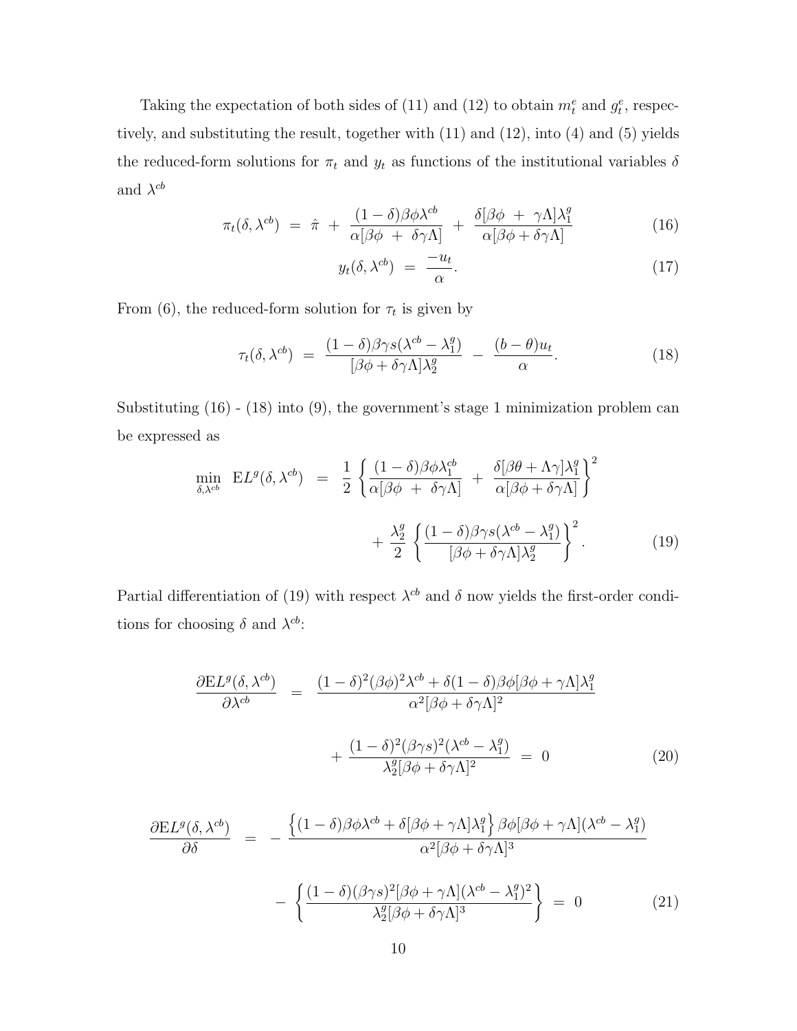Taking the expectation of both sides of (11) and (12) to obtain $m_t^e$ and $g_t^e$, respectively, and substituting the result, together with (11) and (12), into (4) and (5) yields the reduced-form solutions for $\pi_t$ and $y_t$ as functions of the institutional variables $\delta$ and $\lambda^{cb}$

$$\pi_t(\delta, \lambda^{cb}) \;=\; \hat{\pi} \;+\; \frac{(1-\delta)\beta\phi\lambda^{cb}}{\alpha[\beta\phi \;+\; \delta\gamma\Lambda]} \;+\; \frac{\delta[\beta\phi \;+\; \gamma\Lambda]\lambda_1^g}{\alpha[\beta\phi + \delta\gamma\Lambda]} \tag{16}$$

$$y_t(\delta, \lambda^{cb}) \;=\; \frac{-u_t}{\alpha}. \tag{17}$$

From (6), the reduced-form solution for $\tau_t$ is given by

$$\tau_t(\delta, \lambda^{cb}) \;=\; \frac{(1-\delta)\beta\gamma s(\lambda^{cb} - \lambda_1^g)}{[\beta\phi + \delta\gamma\Lambda]\lambda_2^g} \;-\; \frac{(b-\theta)u_t}{\alpha}. \tag{18}$$

Substituting (16) - (18) into (9), the government's stage 1 minimization problem can be expressed as

$$\min_{\delta,\lambda^{cb}} \;\; \mathrm{E}L^g(\delta, \lambda^{cb}) \;\;=\;\; \frac{1}{2}\left\{\frac{(1-\delta)\beta\phi\lambda_1^{cb}}{\alpha[\beta\phi \;+\; \delta\gamma\Lambda]} \;+\; \frac{\delta[\beta\theta + \Lambda\gamma]\lambda_1^g}{\alpha[\beta\phi + \delta\gamma\Lambda]}\right\}^2$$

$$+\; \frac{\lambda_2^g}{2}\left\{\frac{(1-\delta)\beta\gamma s(\lambda^{cb} - \lambda_1^g)}{[\beta\phi + \delta\gamma\Lambda]\lambda_2^g}\right\}^2. \tag{19}$$

Partial differentiation of (19) with respect $\lambda^{cb}$ and $\delta$ now yields the first-order conditions for choosing $\delta$ and $\lambda^{cb}$:

$$\frac{\partial \mathrm{E}L^g(\delta, \lambda^{cb})}{\partial \lambda^{cb}} \;\;=\;\; \frac{(1-\delta)^2(\beta\phi)^2\lambda^{cb} + \delta(1-\delta)\beta\phi[\beta\phi + \gamma\Lambda]\lambda_1^g}{\alpha^2[\beta\phi + \delta\gamma\Lambda]^2}$$

$$+\; \frac{(1-\delta)^2(\beta\gamma s)^2(\lambda^{cb} - \lambda_1^g)}{\lambda_2^g[\beta\phi + \delta\gamma\Lambda]^2} \;=\; 0 \tag{20}$$

$$\frac{\partial \mathrm{E}L^g(\delta, \lambda^{cb})}{\partial \delta} \;\;=\;\; -\;\frac{\left\{(1-\delta)\beta\phi\lambda^{cb} + \delta[\beta\phi + \gamma\Lambda]\lambda_1^g\right\}\beta\phi[\beta\phi + \gamma\Lambda](\lambda^{cb} - \lambda_1^g)}{\alpha^2[\beta\phi + \delta\gamma\Lambda]^3}$$

$$-\;\left\{\frac{(1-\delta)(\beta\gamma s)^2[\beta\phi + \gamma\Lambda](\lambda^{cb} - \lambda_1^g)^2}{\lambda_2^g[\beta\phi + \delta\gamma\Lambda]^3}\right\} \;=\; 0 \tag{21}$$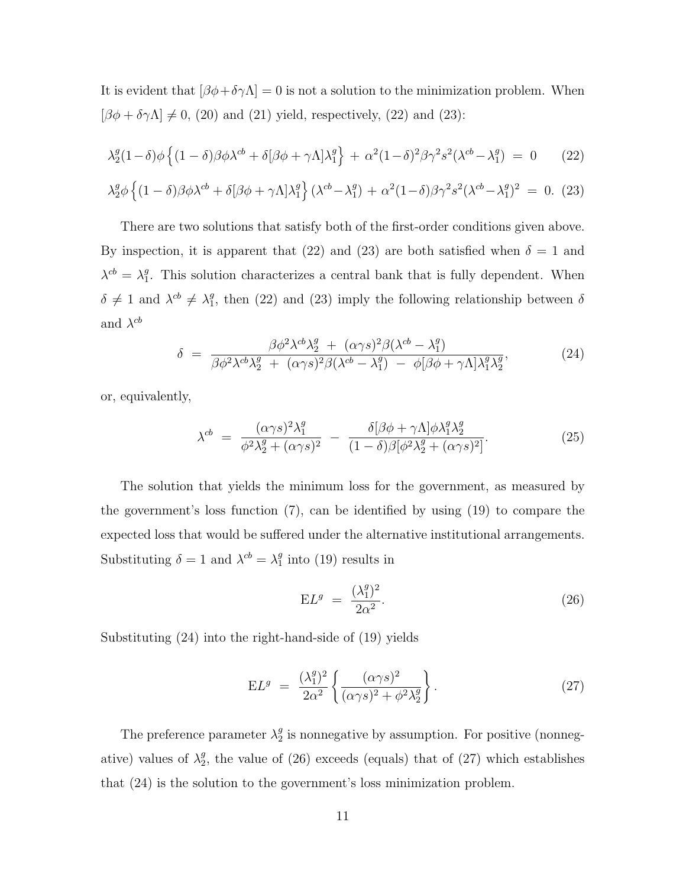It is evident that $[\beta\phi + \delta\gamma\Lambda] = 0$ is not a solution to the minimization problem. When $[\beta\phi + \delta\gamma\Lambda] \neq 0$, (20) and (21) yield, respectively, (22) and (23):

$$\lambda_2^g(1-\delta)\phi\Big\{(1-\delta)\beta\phi\lambda^{cb} + \delta[\beta\phi + \gamma\Lambda]\lambda_1^g\Big\} \;+\; \alpha^2(1-\delta)^2\beta\gamma^2 s^2(\lambda^{cb} - \lambda_1^g) \;=\; 0 \tag{22}$$

$$\lambda_2^g\phi\Big\{(1-\delta)\beta\phi\lambda^{cb} + \delta[\beta\phi + \gamma\Lambda]\lambda_1^g\Big\}(\lambda^{cb} - \lambda_1^g) \;+\; \alpha^2(1-\delta)\beta\gamma^2 s^2(\lambda^{cb} - \lambda_1^g)^2 \;=\; 0. \tag{23}$$

There are two solutions that satisfy both of the first-order conditions given above. By inspection, it is apparent that (22) and (23) are both satisfied when $\delta = 1$ and $\lambda^{cb} = \lambda_1^g$. This solution characterizes a central bank that is fully dependent. When $\delta \neq 1$ and $\lambda^{cb} \neq \lambda_1^g$, then (22) and (23) imply the following relationship between $\delta$ and $\lambda^{cb}$

$$\delta \;=\; \frac{\beta\phi^2\lambda^{cb}\lambda_2^g \;+\; (\alpha\gamma s)^2\beta(\lambda^{cb} - \lambda_1^g)}{\beta\phi^2\lambda^{cb}\lambda_2^g \;+\; (\alpha\gamma s)^2\beta(\lambda^{cb} - \lambda_1^g) \;-\; \phi[\beta\phi + \gamma\Lambda]\lambda_1^g\lambda_2^g}, \tag{24}$$

or, equivalently,

$$\lambda^{cb} \;=\; \frac{(\alpha\gamma s)^2\lambda_1^g}{\phi^2\lambda_2^g + (\alpha\gamma s)^2} \;-\; \frac{\delta[\beta\phi + \gamma\Lambda]\phi\lambda_1^g\lambda_2^g}{(1-\delta)\beta[\phi^2\lambda_2^g + (\alpha\gamma s)^2]}. \tag{25}$$

The solution that yields the minimum loss for the government, as measured by the government's loss function (7), can be identified by using (19) to compare the expected loss that would be suffered under the alternative institutional arrangements. Substituting $\delta = 1$ and $\lambda^{cb} = \lambda_1^g$ into (19) results in

$$\mathrm{E}L^g \;=\; \frac{(\lambda_1^g)^2}{2\alpha^2}. \tag{26}$$

Substituting (24) into the right-hand-side of (19) yields

$$\mathrm{E}L^g \;=\; \frac{(\lambda_1^g)^2}{2\alpha^2}\left\{\frac{(\alpha\gamma s)^2}{(\alpha\gamma s)^2 + \phi^2\lambda_2^g}\right\}. \tag{27}$$

The preference parameter $\lambda_2^g$ is nonnegative by assumption. For positive (nonnegative) values of $\lambda_2^g$, the value of (26) exceeds (equals) that of (27) which establishes that (24) is the solution to the government's loss minimization problem.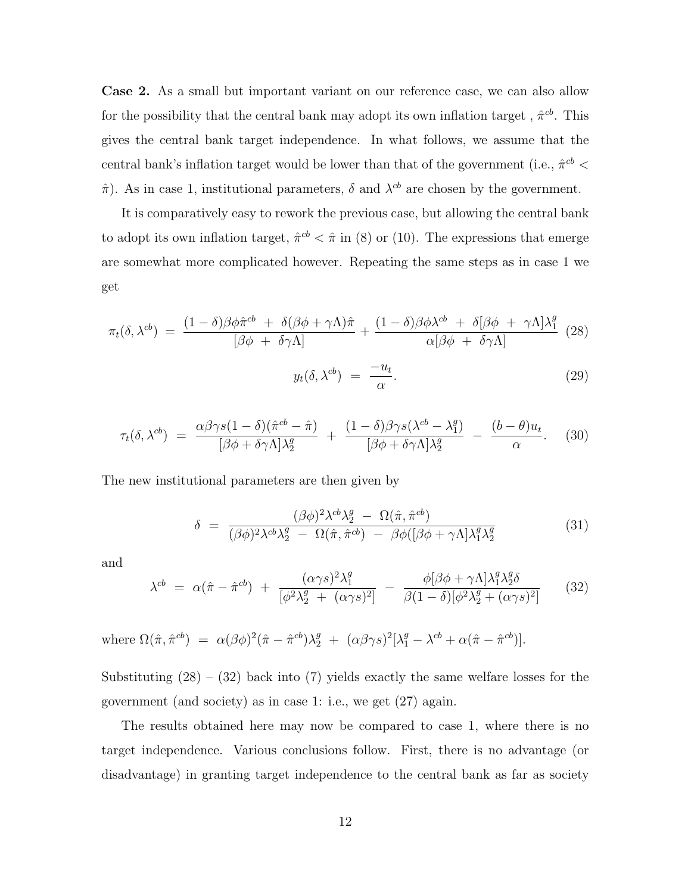**Case 2.** As a small but important variant on our reference case, we can also allow for the possibility that the central bank may adopt its own inflation target , $\hat{\pi}^{cb}$. This gives the central bank target independence. In what follows, we assume that the central bank's inflation target would be lower than that of the government (i.e., $\hat{\pi}^{cb} < \hat{\pi}$). As in case 1, institutional parameters, $\delta$ and $\lambda^{cb}$ are chosen by the government.

It is comparatively easy to rework the previous case, but allowing the central bank to adopt its own inflation target, $\hat{\pi}^{cb} < \hat{\pi}$ in (8) or (10). The expressions that emerge are somewhat more complicated however. Repeating the same steps as in case 1 we get

$$\pi_t(\delta, \lambda^{cb}) \;=\; \frac{(1-\delta)\beta\phi\hat{\pi}^{cb} \;+\; \delta(\beta\phi + \gamma\Lambda)\hat{\pi}}{[\beta\phi \;+\; \delta\gamma\Lambda]} + \frac{(1-\delta)\beta\phi\lambda^{cb} \;+\; \delta[\beta\phi \;+\; \gamma\Lambda]\lambda_1^g}{\alpha[\beta\phi \;+\; \delta\gamma\Lambda]} \tag{28}$$

$$y_t(\delta, \lambda^{cb}) \;=\; \frac{-u_t}{\alpha}. \tag{29}$$

$$\tau_t(\delta, \lambda^{cb}) \;=\; \frac{\alpha\beta\gamma s(1-\delta)(\hat{\pi}^{cb} - \hat{\pi})}{[\beta\phi + \delta\gamma\Lambda]\lambda_2^g} \;+\; \frac{(1-\delta)\beta\gamma s(\lambda^{cb} - \lambda_1^g)}{[\beta\phi + \delta\gamma\Lambda]\lambda_2^g} \;-\; \frac{(b-\theta)u_t}{\alpha}. \tag{30}$$

The new institutional parameters are then given by

$$\delta \;=\; \frac{(\beta\phi)^2\lambda^{cb}\lambda_2^g \;-\; \Omega(\hat{\pi}, \hat{\pi}^{cb})}{(\beta\phi)^2\lambda^{cb}\lambda_2^g \;-\; \Omega(\hat{\pi}, \hat{\pi}^{cb}) \;-\; \beta\phi([\beta\phi + \gamma\Lambda]\lambda_1^g\lambda_2^g} \tag{31}$$

and

$$\lambda^{cb} \;=\; \alpha(\hat{\pi} - \hat{\pi}^{cb}) \;+\; \frac{(\alpha\gamma s)^2\lambda_1^g}{[\phi^2\lambda_2^g \;+\; (\alpha\gamma s)^2]} \;-\; \frac{\phi[\beta\phi + \gamma\Lambda]\lambda_1^g\lambda_2^g\delta}{\beta(1-\delta)[\phi^2\lambda_2^g + (\alpha\gamma s)^2]} \tag{32}$$

where $\Omega(\hat{\pi}, \hat{\pi}^{cb}) \;=\; \alpha(\beta\phi)^2(\hat{\pi} - \hat{\pi}^{cb})\lambda_2^g \;+\; (\alpha\beta\gamma s)^2[\lambda_1^g - \lambda^{cb} + \alpha(\hat{\pi} - \hat{\pi}^{cb})]$.

Substituting (28) – (32) back into (7) yields exactly the same welfare losses for the government (and society) as in case 1: i.e., we get (27) again.

The results obtained here may now be compared to case 1, where there is no target independence. Various conclusions follow. First, there is no advantage (or disadvantage) in granting target independence to the central bank as far as society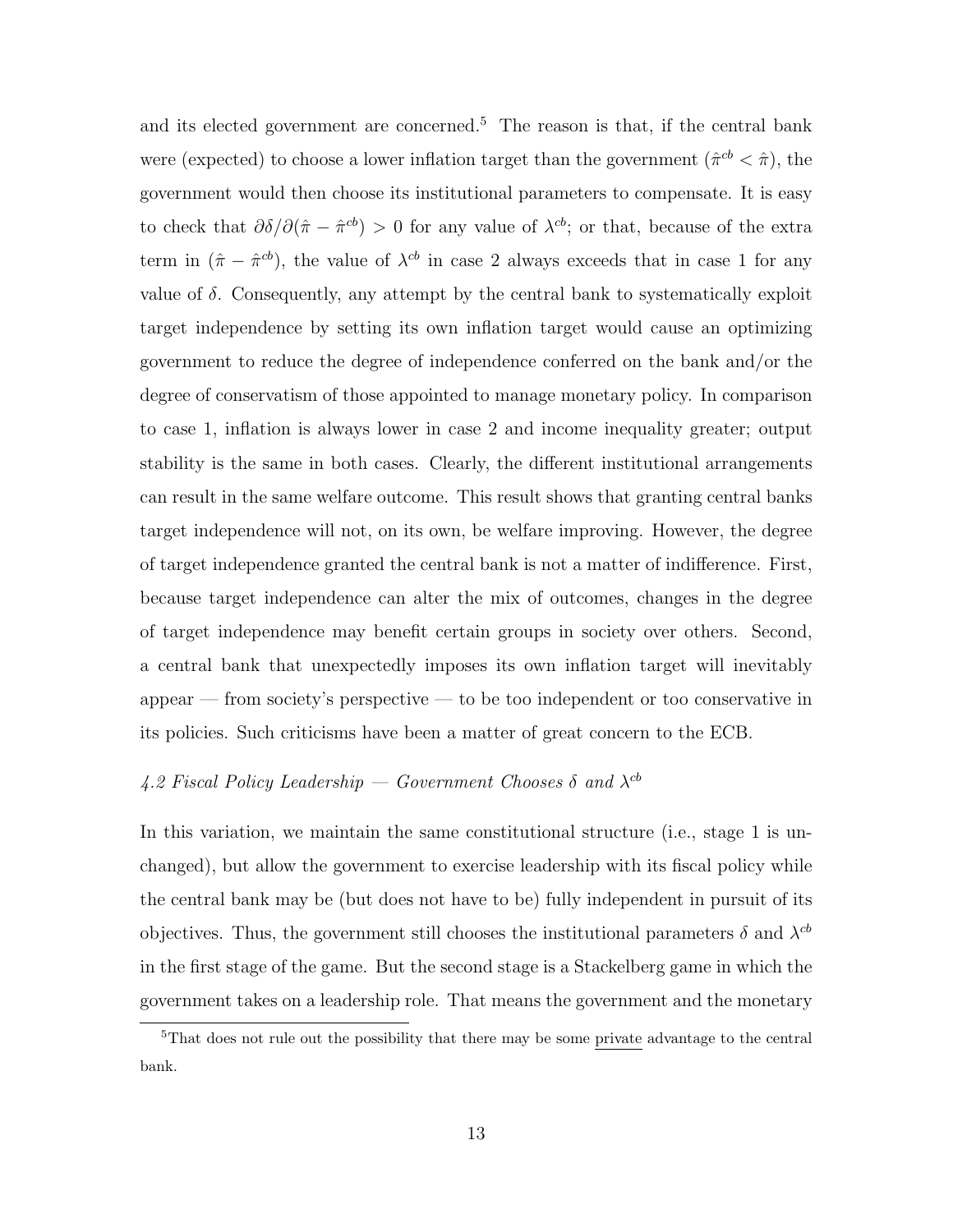and its elected government are concerned.[5] The reason is that, if the central bank were (expected) to choose a lower inflation target than the government ($\hat{\pi}^{cb} < \hat{\pi}$), the government would then choose its institutional parameters to compensate. It is easy to check that $\partial\delta/\partial(\hat{\pi} - \hat{\pi}^{cb}) > 0$ for any value of $\lambda^{cb}$; or that, because of the extra term in $(\hat{\pi} - \hat{\pi}^{cb})$, the value of $\lambda^{cb}$ in case 2 always exceeds that in case 1 for any value of $\delta$. Consequently, any attempt by the central bank to systematically exploit target independence by setting its own inflation target would cause an optimizing government to reduce the degree of independence conferred on the bank and/or the degree of conservatism of those appointed to manage monetary policy. In comparison to case 1, inflation is always lower in case 2 and income inequality greater; output stability is the same in both cases. Clearly, the different institutional arrangements can result in the same welfare outcome. This result shows that granting central banks target independence will not, on its own, be welfare improving. However, the degree of target independence granted the central bank is not a matter of indifference. First, because target independence can alter the mix of outcomes, changes in the degree of target independence may benefit certain groups in society over others. Second, a central bank that unexpectedly imposes its own inflation target will inevitably appear — from society's perspective — to be too independent or too conservative in its policies. Such criticisms have been a matter of great concern to the ECB.

### *4.2 Fiscal Policy Leadership — Government Chooses $\delta$ and $\lambda^{cb}$*

In this variation, we maintain the same constitutional structure (i.e., stage 1 is unchanged), but allow the government to exercise leadership with its fiscal policy while the central bank may be (but does not have to be) fully independent in pursuit of its objectives. Thus, the government still chooses the institutional parameters $\delta$ and $\lambda^{cb}$ in the first stage of the game. But the second stage is a Stackelberg game in which the government takes on a leadership role. That means the government and the monetary

[5] That does not rule out the possibility that there may be some private advantage to the central bank.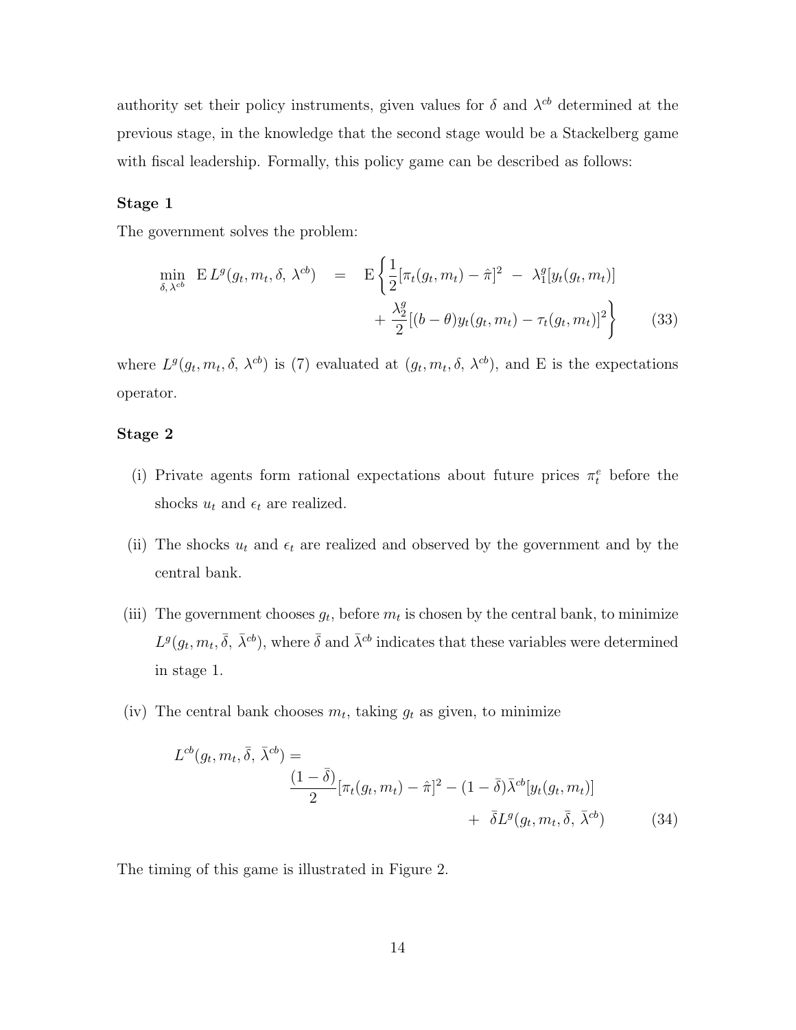authority set their policy instruments, given values for $\delta$ and $\lambda^{cb}$ determined at the previous stage, in the knowledge that the second stage would be a Stackelberg game with fiscal leadership. Formally, this policy game can be described as follows:

**Stage 1**

The government solves the problem:

$$\min_{\delta,\,\lambda^{cb}} \; \mathrm{E}\, L^g(g_t, m_t, \delta,\, \lambda^{cb}) \;\; = \;\; \mathrm{E}\left\{ \frac{1}{2}[\pi_t(g_t, m_t) - \hat{\pi}]^2 \; - \; \lambda_1^g[y_t(g_t, m_t)] \right. \\ \left. + \; \frac{\lambda_2^g}{2}[(b-\theta)y_t(g_t, m_t) - \tau_t(g_t, m_t)]^2 \right\} \tag{33}$$

where $L^g(g_t, m_t, \delta,\, \lambda^{cb})$ is (7) evaluated at $(g_t, m_t, \delta,\, \lambda^{cb})$, and E is the expectations operator.

**Stage 2**

(i) Private agents form rational expectations about future prices $\pi_t^e$ before the shocks $u_t$ and $\epsilon_t$ are realized.

(ii) The shocks $u_t$ and $\epsilon_t$ are realized and observed by the government and by the central bank.

(iii) The government chooses $g_t$, before $m_t$ is chosen by the central bank, to minimize $L^g(g_t, m_t, \bar{\delta},\, \bar{\lambda}^{cb})$, where $\bar{\delta}$ and $\bar{\lambda}^{cb}$ indicates that these variables were determined in stage 1.

(iv) The central bank chooses $m_t$, taking $g_t$ as given, to minimize

$$L^{cb}(g_t, m_t, \bar{\delta},\, \bar{\lambda}^{cb}) = \\ \frac{(1-\bar{\delta})}{2}[\pi_t(g_t, m_t) - \hat{\pi}]^2 - (1-\bar{\delta})\bar{\lambda}^{cb}[y_t(g_t, m_t)] \\ + \; \bar{\delta} L^g(g_t, m_t, \bar{\delta},\, \bar{\lambda}^{cb}) \tag{34}$$

The timing of this game is illustrated in Figure 2.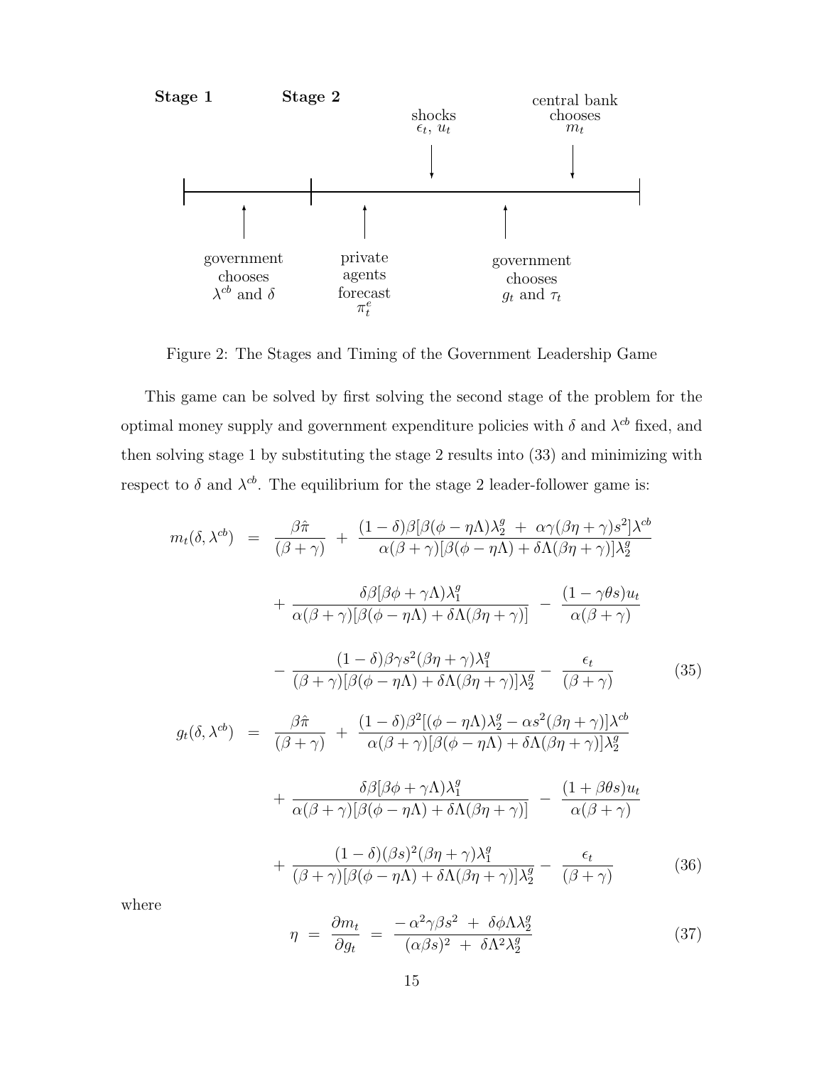Stage 1 Stage 2

shocks $\epsilon_t$, $u_t$

central bank chooses $m_t$

government chooses $\lambda^{cb}$ and $\delta$

private agents forecast $\pi_t^e$

government chooses $g_t$ and $\tau_t$

Figure 2: The Stages and Timing of the Government Leadership Game

This game can be solved by first solving the second stage of the problem for the optimal money supply and government expenditure policies with $\delta$ and $\lambda^{cb}$ fixed, and then solving stage 1 by substituting the stage 2 results into (33) and minimizing with respect to $\delta$ and $\lambda^{cb}$. The equilibrium for the stage 2 leader-follower game is:

$$
\begin{aligned}
m_t(\delta, \lambda^{cb}) \;=\; & \frac{\beta\hat{\pi}}{(\beta+\gamma)} + \frac{(1-\delta)\beta[\beta(\phi-\eta\Lambda)\lambda_2^g + \alpha\gamma(\beta\eta+\gamma)s^2]\lambda^{cb}}{\alpha(\beta+\gamma)[\beta(\phi-\eta\Lambda)+\delta\Lambda(\beta\eta+\gamma)]\lambda_2^g} \\
& + \frac{\delta\beta[\beta\phi+\gamma\Lambda)\lambda_1^g}{\alpha(\beta+\gamma)[\beta(\phi-\eta\Lambda)+\delta\Lambda(\beta\eta+\gamma)]} - \frac{(1-\gamma\theta s)u_t}{\alpha(\beta+\gamma)} \\
& - \frac{(1-\delta)\beta\gamma s^2(\beta\eta+\gamma)\lambda_1^g}{(\beta+\gamma)[\beta(\phi-\eta\Lambda)+\delta\Lambda(\beta\eta+\gamma)]\lambda_2^g} - \frac{\epsilon_t}{(\beta+\gamma)} \qquad (35)
\end{aligned}
$$

$$
\begin{aligned}
g_t(\delta, \lambda^{cb}) \;=\; & \frac{\beta\hat{\pi}}{(\beta+\gamma)} + \frac{(1-\delta)\beta^2[(\phi-\eta\Lambda)\lambda_2^g - \alpha s^2(\beta\eta+\gamma)]\lambda^{cb}}{\alpha(\beta+\gamma)[\beta(\phi-\eta\Lambda)+\delta\Lambda(\beta\eta+\gamma)]\lambda_2^g} \\
& + \frac{\delta\beta[\beta\phi+\gamma\Lambda)\lambda_1^g}{\alpha(\beta+\gamma)[\beta(\phi-\eta\Lambda)+\delta\Lambda(\beta\eta+\gamma)]} - \frac{(1+\beta\theta s)u_t}{\alpha(\beta+\gamma)} \\
& + \frac{(1-\delta)(\beta s)^2(\beta\eta+\gamma)\lambda_1^g}{(\beta+\gamma)[\beta(\phi-\eta\Lambda)+\delta\Lambda(\beta\eta+\gamma)]\lambda_2^g} - \frac{\epsilon_t}{(\beta+\gamma)} \qquad (36)
\end{aligned}
$$

where

$$
\eta \;=\; \frac{\partial m_t}{\partial g_t} \;=\; \frac{-\alpha^2\gamma\beta s^2 + \delta\phi\Lambda\lambda_2^g}{(\alpha\beta s)^2 + \delta\Lambda^2\lambda_2^g} \qquad (37)
$$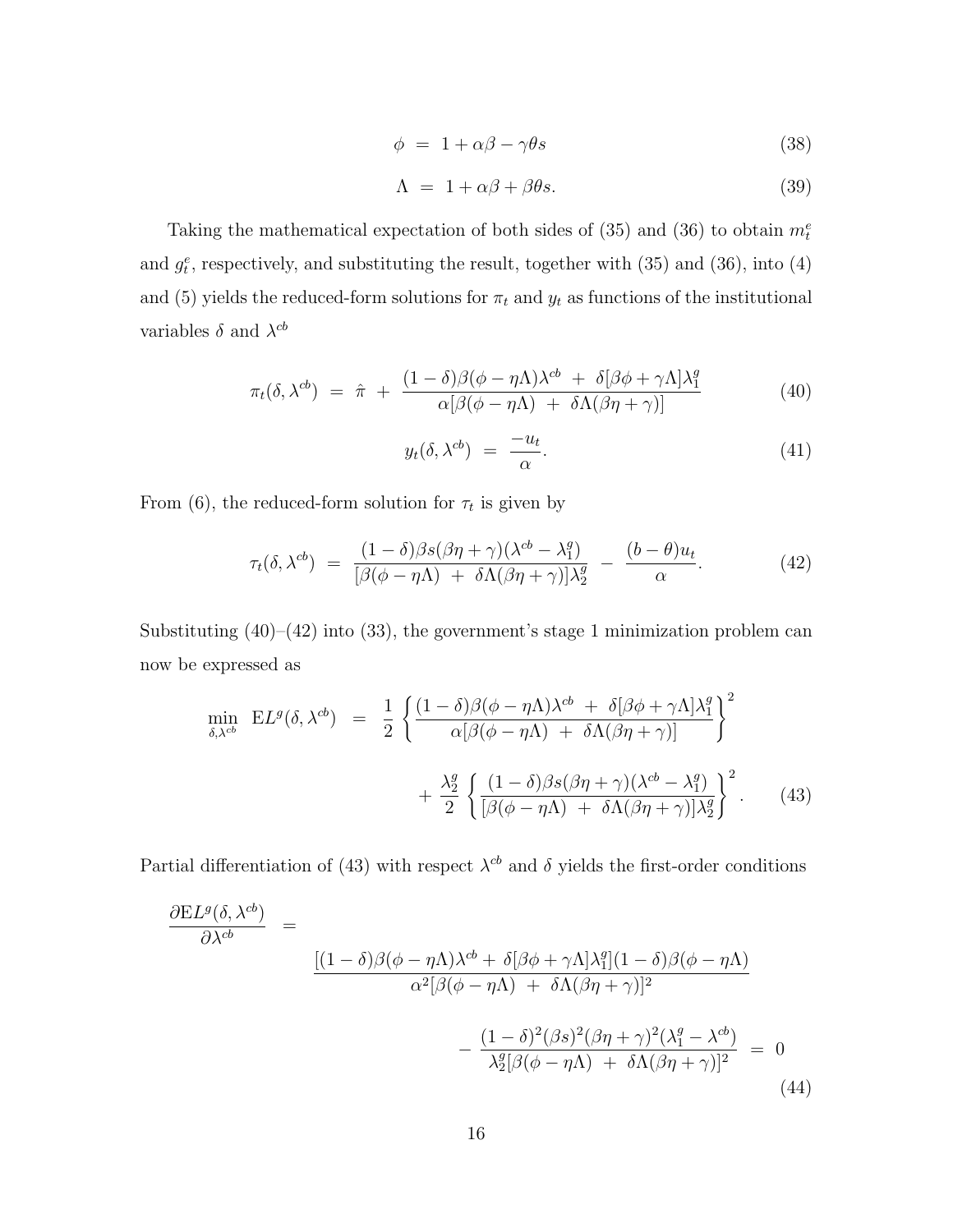$$\phi \;=\; 1 + \alpha\beta - \gamma\theta s \tag{38}$$

$$\Lambda \;=\; 1 + \alpha\beta + \beta\theta s. \tag{39}$$

Taking the mathematical expectation of both sides of (35) and (36) to obtain $m_t^e$ and $g_t^e$, respectively, and substituting the result, together with (35) and (36), into (4) and (5) yields the reduced-form solutions for $\pi_t$ and $y_t$ as functions of the institutional variables $\delta$ and $\lambda^{cb}$

$$\pi_t(\delta, \lambda^{cb}) \;=\; \hat{\pi} \;+\; \frac{(1-\delta)\beta(\phi - \eta\Lambda)\lambda^{cb} \;+\; \delta[\beta\phi + \gamma\Lambda]\lambda_1^g}{\alpha[\beta(\phi - \eta\Lambda) \;+\; \delta\Lambda(\beta\eta + \gamma)]} \tag{40}$$

$$y_t(\delta, \lambda^{cb}) \;=\; \frac{-u_t}{\alpha}. \tag{41}$$

From (6), the reduced-form solution for $\tau_t$ is given by

$$\tau_t(\delta, \lambda^{cb}) \;=\; \frac{(1-\delta)\beta s(\beta\eta + \gamma)(\lambda^{cb} - \lambda_1^g)}{[\beta(\phi - \eta\Lambda) \;+\; \delta\Lambda(\beta\eta + \gamma)]\lambda_2^g} \;-\; \frac{(b-\theta)u_t}{\alpha}. \tag{42}$$

Substituting (40)–(42) into (33), the government's stage 1 minimization problem can now be expressed as

$$\min_{\delta, \lambda^{cb}} \;\; \mathrm{E}L^g(\delta, \lambda^{cb}) \;=\; \frac{1}{2}\left\{\frac{(1-\delta)\beta(\phi - \eta\Lambda)\lambda^{cb} \;+\; \delta[\beta\phi + \gamma\Lambda]\lambda_1^g}{\alpha[\beta(\phi - \eta\Lambda) \;+\; \delta\Lambda(\beta\eta + \gamma)]}\right\}^2 + \frac{\lambda_2^g}{2}\left\{\frac{(1-\delta)\beta s(\beta\eta + \gamma)(\lambda^{cb} - \lambda_1^g)}{[\beta(\phi - \eta\Lambda) \;+\; \delta\Lambda(\beta\eta + \gamma)]\lambda_2^g}\right\}^2. \tag{43}$$

Partial differentiation of (43) with respect $\lambda^{cb}$ and $\delta$ yields the first-order conditions

$$\frac{\partial \mathrm{E}L^g(\delta, \lambda^{cb})}{\partial \lambda^{cb}} \;=\; \frac{[(1-\delta)\beta(\phi - \eta\Lambda)\lambda^{cb} + \;\delta[\beta\phi + \gamma\Lambda]\lambda_1^g](1-\delta)\beta(\phi - \eta\Lambda)}{\alpha^2[\beta(\phi - \eta\Lambda) \;+\; \delta\Lambda(\beta\eta + \gamma)]^2} - \frac{(1-\delta)^2(\beta s)^2(\beta\eta + \gamma)^2(\lambda_1^g - \lambda^{cb})}{\lambda_2^g[\beta(\phi - \eta\Lambda) \;+\; \delta\Lambda(\beta\eta + \gamma)]^2} \;=\; 0 \tag{44}$$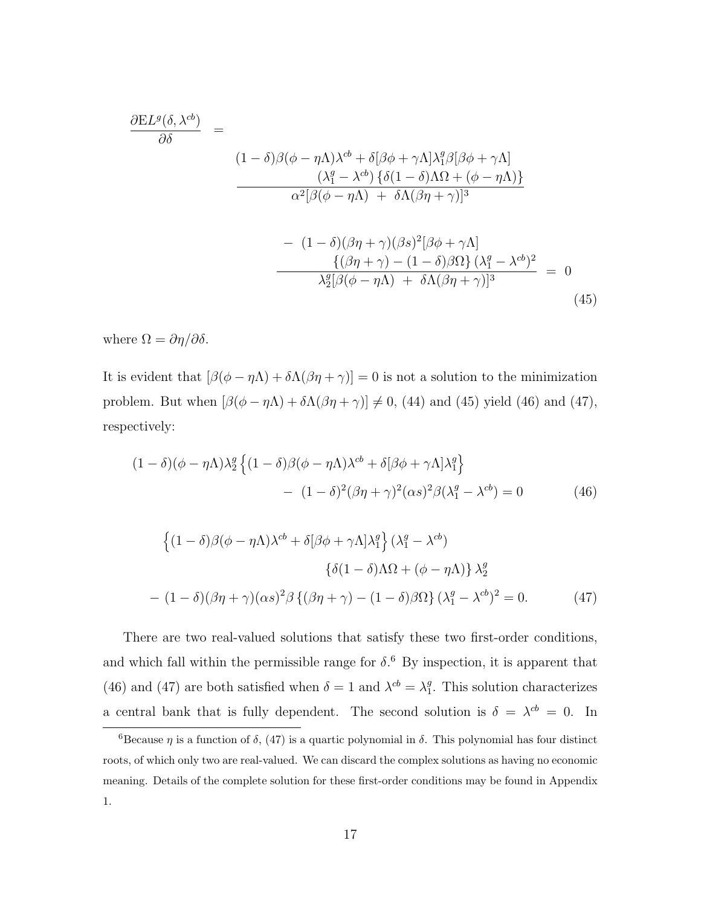$$
\frac{\partial \mathrm{E}L^g(\delta,\lambda^{cb})}{\partial \delta} \;=\; \frac{\begin{array}{c}(1-\delta)\beta(\phi-\eta\Lambda)\lambda^{cb}+\delta[\beta\phi+\gamma\Lambda]\lambda_1^g\beta[\beta\phi+\gamma\Lambda] \\ (\lambda_1^g-\lambda^{cb})\left\{\delta(1-\delta)\Lambda\Omega+(\phi-\eta\Lambda)\right\}\end{array}}{\alpha^2[\beta(\phi-\eta\Lambda)\;+\;\delta\Lambda(\beta\eta+\gamma)]^3}
$$

$$
-\;\frac{\begin{array}{c}(1-\delta)(\beta\eta+\gamma)(\beta s)^2[\beta\phi+\gamma\Lambda] \\ \left\{(\beta\eta+\gamma)-(1-\delta)\beta\Omega\right\}(\lambda_1^g-\lambda^{cb})^2\end{array}}{\lambda_2^g[\beta(\phi-\eta\Lambda)\;+\;\delta\Lambda(\beta\eta+\gamma)]^3} \;=\; 0 \tag{45}
$$

where $\Omega = \partial\eta/\partial\delta$.

It is evident that $[\beta(\phi-\eta\Lambda)+\delta\Lambda(\beta\eta+\gamma)] = 0$ is not a solution to the minimization problem. But when $[\beta(\phi-\eta\Lambda)+\delta\Lambda(\beta\eta+\gamma)] \neq 0$, (44) and (45) yield (46) and (47), respectively:

$$
(1-\delta)(\phi-\eta\Lambda)\lambda_2^g\left\{(1-\delta)\beta(\phi-\eta\Lambda)\lambda^{cb}+\delta[\beta\phi+\gamma\Lambda]\lambda_1^g\right\}
$$
$$
-\;(1-\delta)^2(\beta\eta+\gamma)^2(\alpha s)^2\beta(\lambda_1^g-\lambda^{cb}) = 0 \tag{46}
$$

$$
\left\{(1-\delta)\beta(\phi-\eta\Lambda)\lambda^{cb}+\delta[\beta\phi+\gamma\Lambda]\lambda_1^g\right\}(\lambda_1^g-\lambda^{cb})
$$
$$
\left\{\delta(1-\delta)\Lambda\Omega+(\phi-\eta\Lambda)\right\}\lambda_2^g
$$
$$
-\;(1-\delta)(\beta\eta+\gamma)(\alpha s)^2\beta\left\{(\beta\eta+\gamma)-(1-\delta)\beta\Omega\right\}(\lambda_1^g-\lambda^{cb})^2 = 0. \tag{47}
$$

There are two real-valued solutions that satisfy these two first-order conditions, and which fall within the permissible range for $\delta$.[6] By inspection, it is apparent that (46) and (47) are both satisfied when $\delta = 1$ and $\lambda^{cb} = \lambda_1^g$. This solution characterizes a central bank that is fully dependent. The second solution is $\delta = \lambda^{cb} = 0$. In

[6] Because $\eta$ is a function of $\delta$, (47) is a quartic polynomial in $\delta$. This polynomial has four distinct roots, of which only two are real-valued. We can discard the complex solutions as having no economic meaning. Details of the complete solution for these first-order conditions may be found in Appendix 1.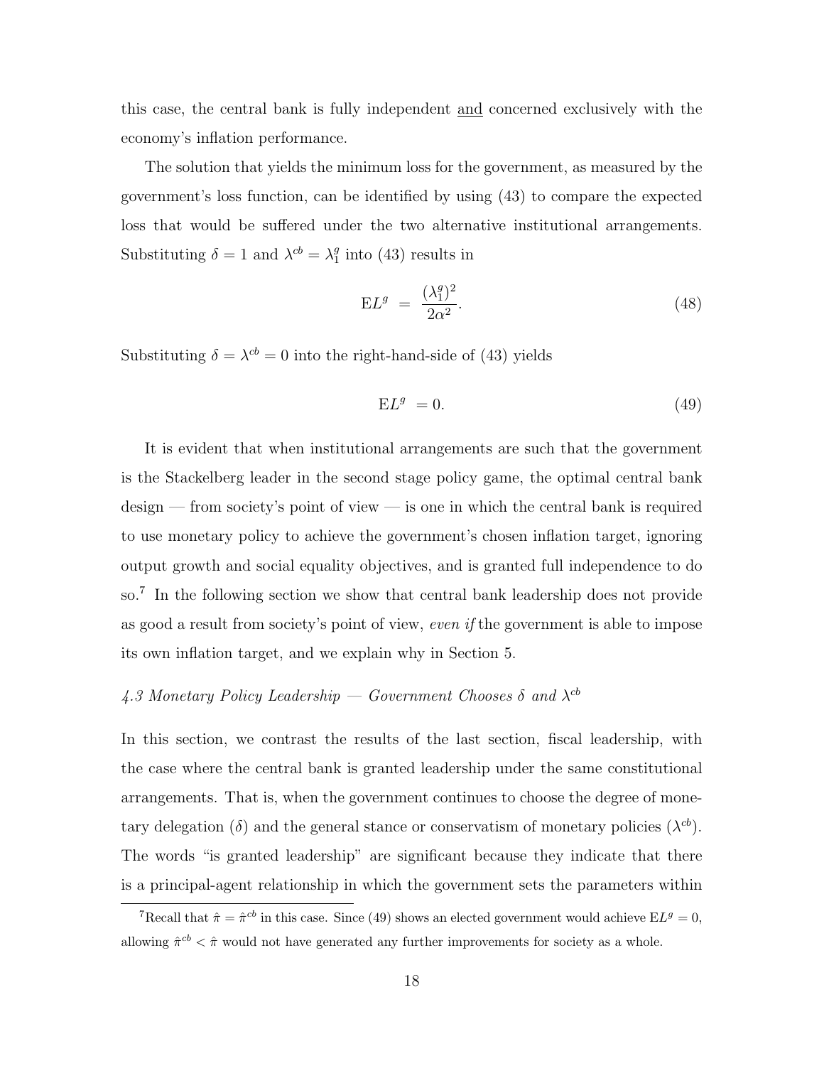this case, the central bank is fully independent <u>and</u> concerned exclusively with the economy's inflation performance.

The solution that yields the minimum loss for the government, as measured by the government's loss function, can be identified by using (43) to compare the expected loss that would be suffered under the two alternative institutional arrangements. Substituting $\delta = 1$ and $\lambda^{cb} = \lambda_1^g$ into (43) results in

$$\mathrm{E}L^g \;=\; \frac{(\lambda_1^g)^2}{2\alpha^2}. \tag{48}$$

Substituting $\delta = \lambda^{cb} = 0$ into the right-hand-side of (43) yields

$$\mathrm{E}L^g \;= 0. \tag{49}$$

It is evident that when institutional arrangements are such that the government is the Stackelberg leader in the second stage policy game, the optimal central bank design — from society's point of view — is one in which the central bank is required to use monetary policy to achieve the government's chosen inflation target, ignoring output growth and social equality objectives, and is granted full independence to do so.[7] In the following section we show that central bank leadership does not provide as good a result from society's point of view, *even if* the government is able to impose its own inflation target, and we explain why in Section 5.

### *4.3 Monetary Policy Leadership — Government Chooses $\delta$ and $\lambda^{cb}$*

In this section, we contrast the results of the last section, fiscal leadership, with the case where the central bank is granted leadership under the same constitutional arrangements. That is, when the government continues to choose the degree of monetary delegation ($\delta$) and the general stance or conservatism of monetary policies ($\lambda^{cb}$). The words "is granted leadership" are significant because they indicate that there is a principal-agent relationship in which the government sets the parameters within

[7] Recall that $\hat{\pi} = \hat{\pi}^{cb}$ in this case. Since (49) shows an elected government would achieve $\mathrm{E}L^g = 0$, allowing $\hat{\pi}^{cb} < \hat{\pi}$ would not have generated any further improvements for society as a whole.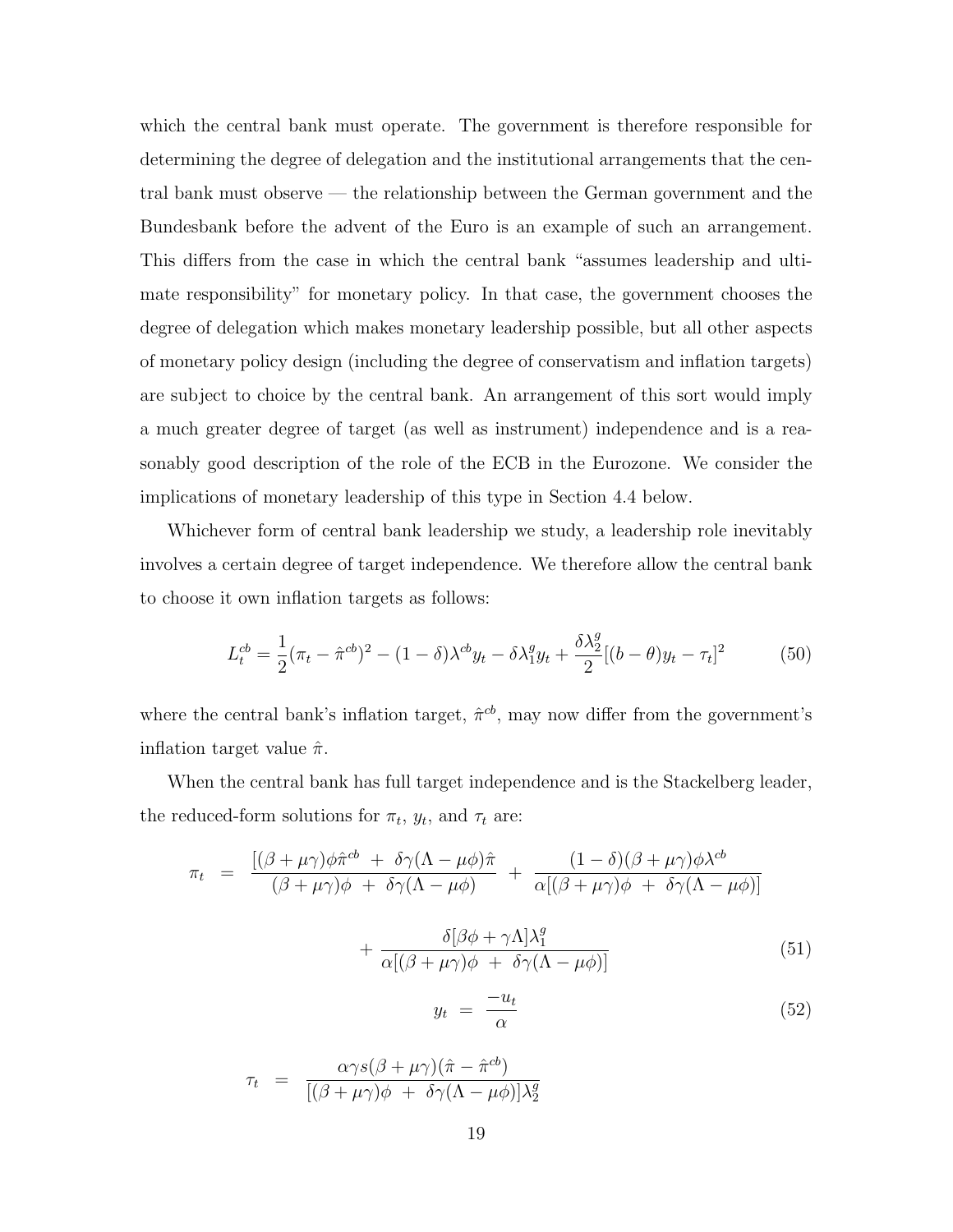which the central bank must operate. The government is therefore responsible for determining the degree of delegation and the institutional arrangements that the central bank must observe — the relationship between the German government and the Bundesbank before the advent of the Euro is an example of such an arrangement. This differs from the case in which the central bank "assumes leadership and ultimate responsibility" for monetary policy. In that case, the government chooses the degree of delegation which makes monetary leadership possible, but all other aspects of monetary policy design (including the degree of conservatism and inflation targets) are subject to choice by the central bank. An arrangement of this sort would imply a much greater degree of target (as well as instrument) independence and is a reasonably good description of the role of the ECB in the Eurozone. We consider the implications of monetary leadership of this type in Section 4.4 below.

Whichever form of central bank leadership we study, a leadership role inevitably involves a certain degree of target independence. We therefore allow the central bank to choose it own inflation targets as follows:

$$L_t^{cb} = \frac{1}{2}(\pi_t - \hat{\pi}^{cb})^2 - (1-\delta)\lambda^{cb} y_t - \delta\lambda_1^g y_t + \frac{\delta\lambda_2^g}{2}[(b-\theta)y_t - \tau_t]^2 \tag{50}$$

where the central bank's inflation target, $\hat{\pi}^{cb}$, may now differ from the government's inflation target value $\hat{\pi}$.

When the central bank has full target independence and is the Stackelberg leader, the reduced-form solutions for $\pi_t$, $y_t$, and $\tau_t$ are:

$$\pi_t = \frac{[(\beta+\mu\gamma)\phi\hat{\pi}^{cb} + \delta\gamma(\Lambda-\mu\phi)\hat{\pi}}{(\beta+\mu\gamma)\phi + \delta\gamma(\Lambda-\mu\phi)} + \frac{(1-\delta)(\beta+\mu\gamma)\phi\lambda^{cb}}{\alpha[(\beta+\mu\gamma)\phi + \delta\gamma(\Lambda-\mu\phi)]} + \frac{\delta[\beta\phi+\gamma\Lambda]\lambda_1^g}{\alpha[(\beta+\mu\gamma)\phi + \delta\gamma(\Lambda-\mu\phi)]} \tag{51}$$

$$y_t = \frac{-u_t}{\alpha} \tag{52}$$

$$\tau_t = \frac{\alpha\gamma s(\beta+\mu\gamma)(\hat{\pi}-\hat{\pi}^{cb})}{[(\beta+\mu\gamma)\phi + \delta\gamma(\Lambda-\mu\phi)]\lambda_2^g}$$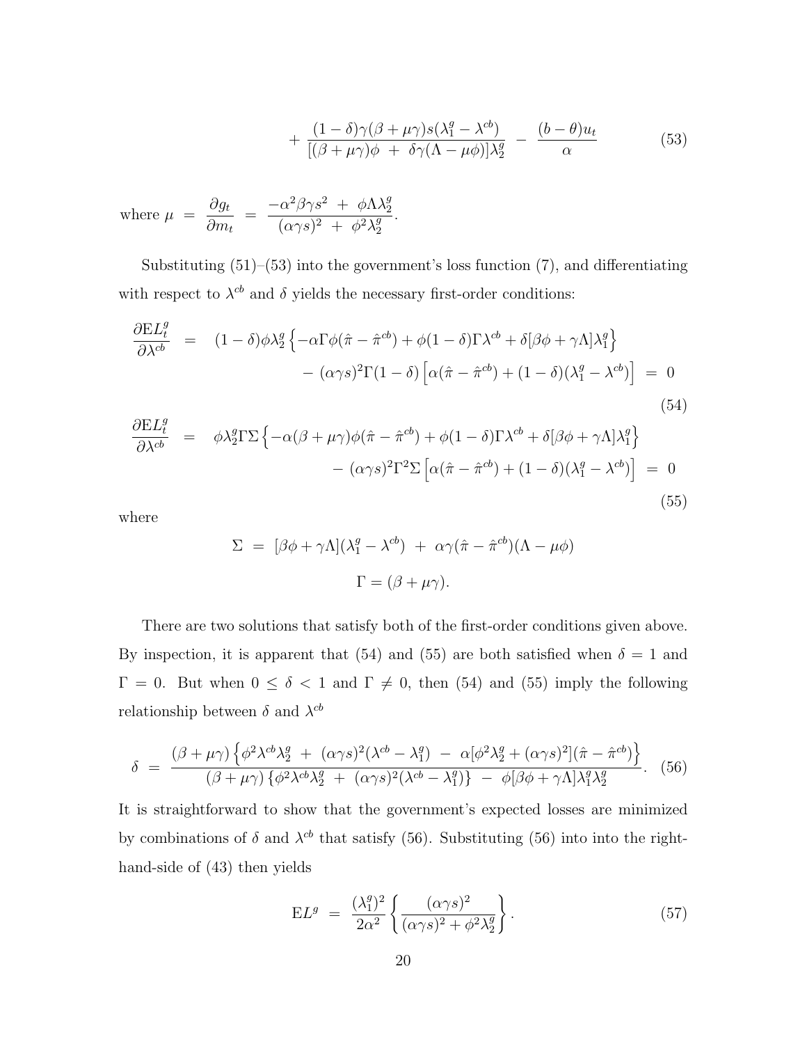$$+ \frac{(1-\delta)\gamma(\beta+\mu\gamma)s(\lambda_1^g - \lambda^{cb})}{[(\beta+\mu\gamma)\phi \ + \ \delta\gamma(\Lambda - \mu\phi)]\lambda_2^g} \ - \ \frac{(b-\theta)u_t}{\alpha} \tag{53}$$

where $\mu \ = \ \dfrac{\partial g_t}{\partial m_t} \ = \ \dfrac{-\alpha^2\beta\gamma s^2 \ + \ \phi\Lambda\lambda_2^g}{(\alpha\gamma s)^2 \ + \ \phi^2\lambda_2^g}$.

Substituting (51)–(53) into the government's loss function (7), and differentiating with respect to $\lambda^{cb}$ and $\delta$ yields the necessary first-order conditions:

$$\begin{aligned} \frac{\partial \mathrm{E}L_t^g}{\partial \lambda^{cb}} \ &= \ (1-\delta)\phi\lambda_2^g\left\{-\alpha\Gamma\phi(\hat{\pi}-\hat{\pi}^{cb}) + \phi(1-\delta)\Gamma\lambda^{cb} + \delta[\beta\phi + \gamma\Lambda]\lambda_1^g\right\} \\ &\quad - \ (\alpha\gamma s)^2\Gamma(1-\delta)\left[\alpha(\hat{\pi}-\hat{\pi}^{cb}) + (1-\delta)(\lambda_1^g - \lambda^{cb})\right] \ = \ 0 \end{aligned} \tag{54}$$

$$\begin{aligned} \frac{\partial \mathrm{E}L_t^g}{\partial \lambda^{cb}} \ &= \ \phi\lambda_2^g\Gamma\Sigma\left\{-\alpha(\beta+\mu\gamma)\phi(\hat{\pi}-\hat{\pi}^{cb}) + \phi(1-\delta)\Gamma\lambda^{cb} + \delta[\beta\phi + \gamma\Lambda]\lambda_1^g\right\} \\ &\quad - \ (\alpha\gamma s)^2\Gamma^2\Sigma\left[\alpha(\hat{\pi}-\hat{\pi}^{cb}) + (1-\delta)(\lambda_1^g - \lambda^{cb})\right] \ = \ 0 \end{aligned} \tag{55}$$

where

$$\Sigma \ = \ [\beta\phi + \gamma\Lambda](\lambda_1^g - \lambda^{cb}) \ + \ \alpha\gamma(\hat{\pi}-\hat{\pi}^{cb})(\Lambda - \mu\phi)$$

$$\Gamma = (\beta + \mu\gamma).$$

There are two solutions that satisfy both of the first-order conditions given above. By inspection, it is apparent that (54) and (55) are both satisfied when $\delta = 1$ and $\Gamma = 0$. But when $0 \leq \delta < 1$ and $\Gamma \neq 0$, then (54) and (55) imply the following relationship between $\delta$ and $\lambda^{cb}$

$$\delta \ = \ \frac{(\beta+\mu\gamma)\left\{\phi^2\lambda^{cb}\lambda_2^g \ + \ (\alpha\gamma s)^2(\lambda^{cb} - \lambda_1^g) \ - \ \alpha[\phi^2\lambda_2^g + (\alpha\gamma s)^2](\hat{\pi}-\hat{\pi}^{cb})\right\}}{(\beta+\mu\gamma)\left\{\phi^2\lambda^{cb}\lambda_2^g \ + \ (\alpha\gamma s)^2(\lambda^{cb} - \lambda_1^g)\right\} \ - \ \phi[\beta\phi + \gamma\Lambda]\lambda_1^g\lambda_2^g}. \tag{56}$$

It is straightforward to show that the government's expected losses are minimized by combinations of $\delta$ and $\lambda^{cb}$ that satisfy (56). Substituting (56) into into the right-hand-side of (43) then yields

$$\mathrm{E}L^g \ = \ \frac{(\lambda_1^g)^2}{2\alpha^2}\left\{\frac{(\alpha\gamma s)^2}{(\alpha\gamma s)^2 + \phi^2\lambda_2^g}\right\}. \tag{57}$$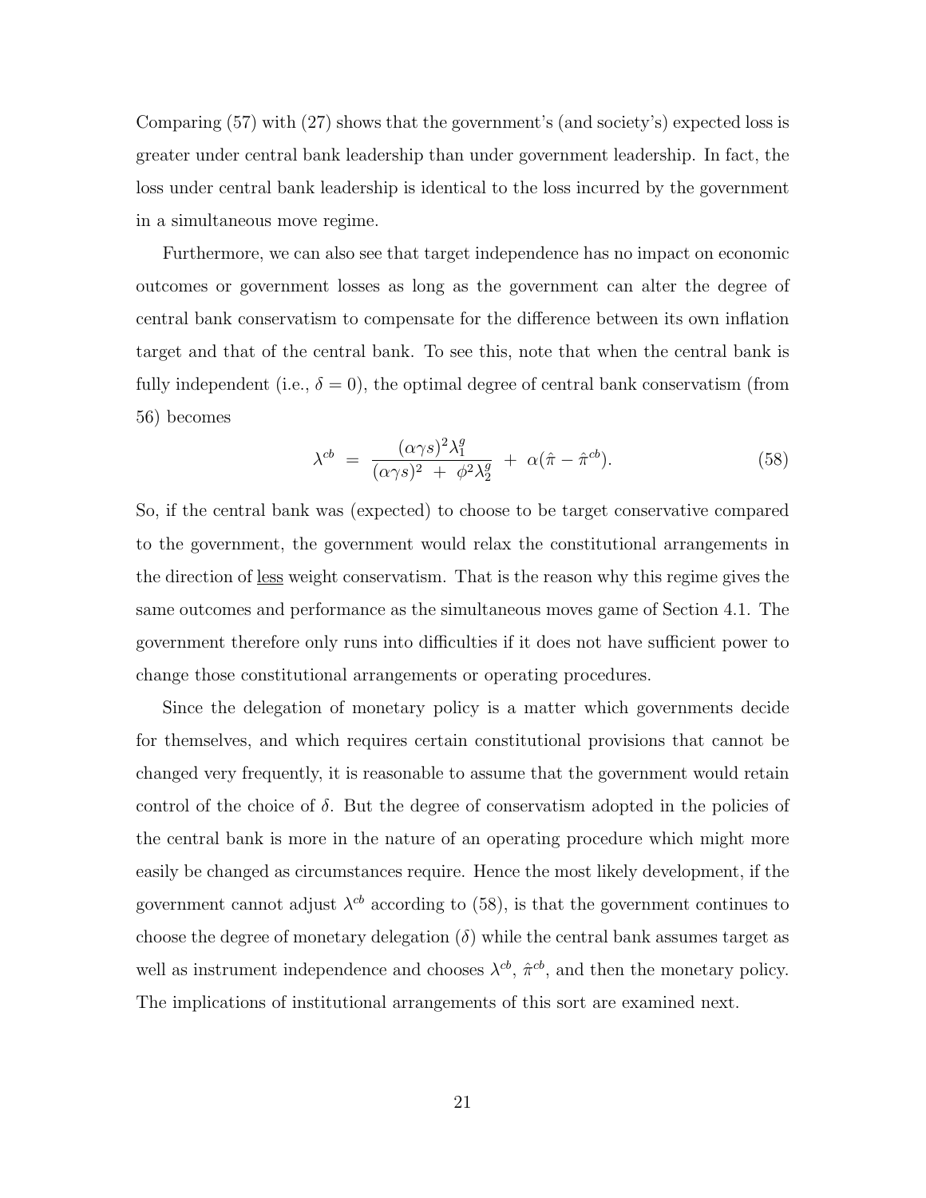Comparing (57) with (27) shows that the government's (and society's) expected loss is greater under central bank leadership than under government leadership. In fact, the loss under central bank leadership is identical to the loss incurred by the government in a simultaneous move regime.

Furthermore, we can also see that target independence has no impact on economic outcomes or government losses as long as the government can alter the degree of central bank conservatism to compensate for the difference between its own inflation target and that of the central bank. To see this, note that when the central bank is fully independent (i.e., $\delta = 0$), the optimal degree of central bank conservatism (from 56) becomes

$$\lambda^{cb} \;=\; \frac{(\alpha\gamma s)^2 \lambda_1^g}{(\alpha\gamma s)^2 \;+\; \phi^2 \lambda_2^g} \;+\; \alpha(\hat{\pi} - \hat{\pi}^{cb}). \tag{58}$$

So, if the central bank was (expected) to choose to be target conservative compared to the government, the government would relax the constitutional arrangements in the direction of <u>less</u> weight conservatism. That is the reason why this regime gives the same outcomes and performance as the simultaneous moves game of Section 4.1. The government therefore only runs into difficulties if it does not have sufficient power to change those constitutional arrangements or operating procedures.

Since the delegation of monetary policy is a matter which governments decide for themselves, and which requires certain constitutional provisions that cannot be changed very frequently, it is reasonable to assume that the government would retain control of the choice of $\delta$. But the degree of conservatism adopted in the policies of the central bank is more in the nature of an operating procedure which might more easily be changed as circumstances require. Hence the most likely development, if the government cannot adjust $\lambda^{cb}$ according to (58), is that the government continues to choose the degree of monetary delegation ($\delta$) while the central bank assumes target as well as instrument independence and chooses $\lambda^{cb}$, $\hat{\pi}^{cb}$, and then the monetary policy. The implications of institutional arrangements of this sort are examined next.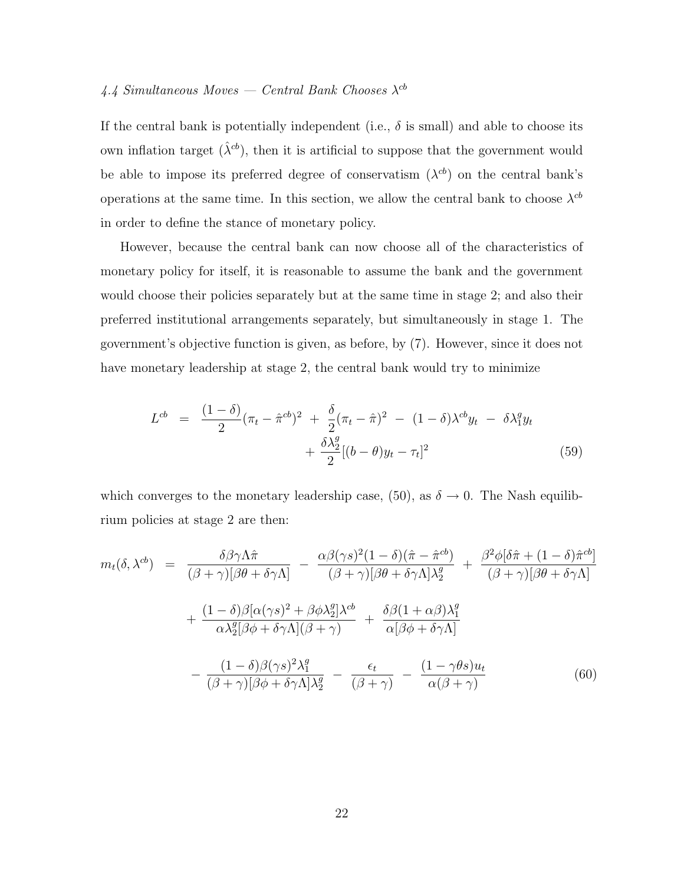### *4.4 Simultaneous Moves — Central Bank Chooses $\lambda^{cb}$*

If the central bank is potentially independent (i.e., $\delta$ is small) and able to choose its own inflation target ($\hat{\lambda}^{cb}$), then it is artificial to suppose that the government would be able to impose its preferred degree of conservatism ($\lambda^{cb}$) on the central bank's operations at the same time. In this section, we allow the central bank to choose $\lambda^{cb}$ in order to define the stance of monetary policy.

However, because the central bank can now choose all of the characteristics of monetary policy for itself, it is reasonable to assume the bank and the government would choose their policies separately but at the same time in stage 2; and also their preferred institutional arrangements separately, but simultaneously in stage 1. The government's objective function is given, as before, by (7). However, since it does not have monetary leadership at stage 2, the central bank would try to minimize

$$
\begin{aligned}
L^{cb} \;=\; & \frac{(1-\delta)}{2}(\pi_t - \hat{\pi}^{cb})^2 \;+\; \frac{\delta}{2}(\pi_t - \hat{\pi})^2 \;-\; (1-\delta)\lambda^{cb} y_t \;-\; \delta\lambda_1^g y_t \\
& + \frac{\delta\lambda_2^g}{2}[(b-\theta)y_t - \tau_t]^2 \qquad (59)
\end{aligned}
$$

which converges to the monetary leadership case, (50), as $\delta \to 0$. The Nash equilibrium policies at stage 2 are then:

$$
\begin{aligned}
m_t(\delta, \lambda^{cb}) \;=\; & \frac{\delta\beta\gamma\Lambda\hat{\pi}}{(\beta+\gamma)[\beta\theta+\delta\gamma\Lambda]} \;-\; \frac{\alpha\beta(\gamma s)^2(1-\delta)(\hat{\pi}-\hat{\pi}^{cb})}{(\beta+\gamma)[\beta\theta+\delta\gamma\Lambda]\lambda_2^g} \;+\; \frac{\beta^2\phi[\delta\hat{\pi}+(1-\delta)\hat{\pi}^{cb}]}{(\beta+\gamma)[\beta\theta+\delta\gamma\Lambda]} \\
& + \frac{(1-\delta)\beta[\alpha(\gamma s)^2+\beta\phi\lambda_2^g]\lambda^{cb}}{\alpha\lambda_2^g[\beta\phi+\delta\gamma\Lambda](\beta+\gamma)} \;+\; \frac{\delta\beta(1+\alpha\beta)\lambda_1^g}{\alpha[\beta\phi+\delta\gamma\Lambda]} \\
& - \frac{(1-\delta)\beta(\gamma s)^2\lambda_1^g}{(\beta+\gamma)[\beta\phi+\delta\gamma\Lambda]\lambda_2^g} \;-\; \frac{\epsilon_t}{(\beta+\gamma)} \;-\; \frac{(1-\gamma\theta s)u_t}{\alpha(\beta+\gamma)} \qquad (60)
\end{aligned}
$$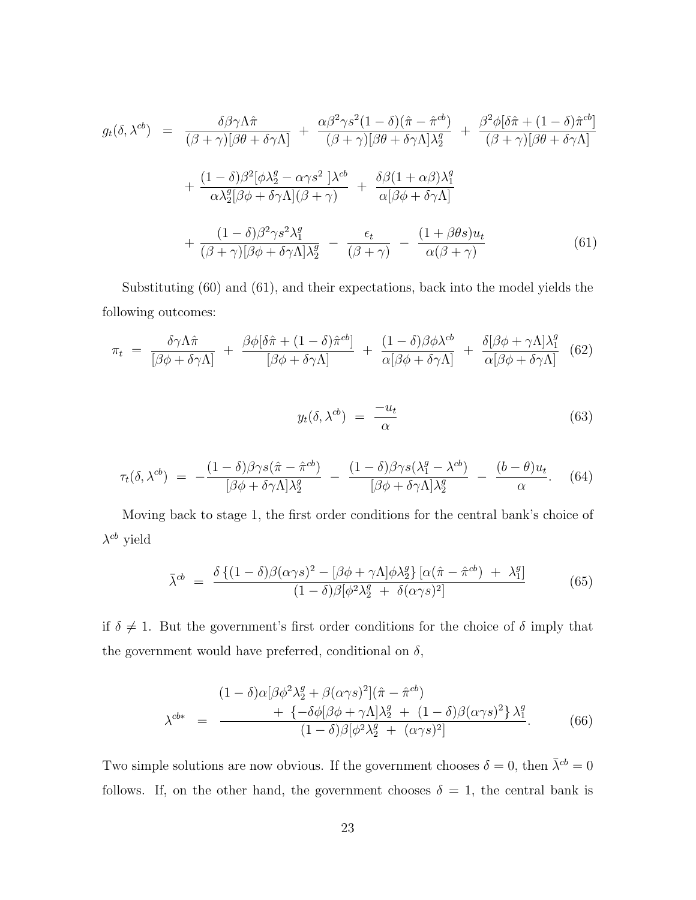$$
\begin{aligned}
g_t(\delta, \lambda^{cb}) \;=\; & \frac{\delta\beta\gamma\Lambda\hat{\pi}}{(\beta+\gamma)[\beta\theta+\delta\gamma\Lambda]} \;+\; \frac{\alpha\beta^2\gamma s^2(1-\delta)(\hat{\pi}-\hat{\pi}^{cb})}{(\beta+\gamma)[\beta\theta+\delta\gamma\Lambda]\lambda_2^g} \;+\; \frac{\beta^2\phi[\delta\hat{\pi}+(1-\delta)\hat{\pi}^{cb}]}{(\beta+\gamma)[\beta\theta+\delta\gamma\Lambda]} \\
& + \frac{(1-\delta)\beta^2[\phi\lambda_2^g - \alpha\gamma s^2\;]\lambda^{cb}}{\alpha\lambda_2^g[\beta\phi+\delta\gamma\Lambda](\beta+\gamma)} \;+\; \frac{\delta\beta(1+\alpha\beta)\lambda_1^g}{\alpha[\beta\phi+\delta\gamma\Lambda]} \\
& + \frac{(1-\delta)\beta^2\gamma s^2\lambda_1^g}{(\beta+\gamma)[\beta\phi+\delta\gamma\Lambda]\lambda_2^g} \;-\; \frac{\epsilon_t}{(\beta+\gamma)} \;-\; \frac{(1+\beta\theta s)u_t}{\alpha(\beta+\gamma)} \qquad (61)
\end{aligned}
$$

Substituting (60) and (61), and their expectations, back into the model yields the following outcomes:

$$
\pi_t \;=\; \frac{\delta\gamma\Lambda\hat{\pi}}{[\beta\phi+\delta\gamma\Lambda]} \;+\; \frac{\beta\phi[\delta\hat{\pi}+(1-\delta)\hat{\pi}^{cb}]}{[\beta\phi+\delta\gamma\Lambda]} \;+\; \frac{(1-\delta)\beta\phi\lambda^{cb}}{\alpha[\beta\phi+\delta\gamma\Lambda]} \;+\; \frac{\delta[\beta\phi+\gamma\Lambda]\lambda_1^g}{\alpha[\beta\phi+\delta\gamma\Lambda]} \quad (62)
$$

$$
y_t(\delta, \lambda^{cb}) \;=\; \frac{-u_t}{\alpha} \qquad (63)
$$

$$
\tau_t(\delta, \lambda^{cb}) \;=\; -\frac{(1-\delta)\beta\gamma s(\hat{\pi}-\hat{\pi}^{cb})}{[\beta\phi+\delta\gamma\Lambda]\lambda_2^g} \;-\; \frac{(1-\delta)\beta\gamma s(\lambda_1^g-\lambda^{cb})}{[\beta\phi+\delta\gamma\Lambda]\lambda_2^g} \;-\; \frac{(b-\theta)u_t}{\alpha}. \quad (64)
$$

Moving back to stage 1, the first order conditions for the central bank's choice of $\lambda^{cb}$ yield

$$
\bar{\lambda}^{cb} \;=\; \frac{\delta\left\{(1-\delta)\beta(\alpha\gamma s)^2 - [\beta\phi+\gamma\Lambda]\phi\lambda_2^g\right\}[\alpha(\hat{\pi}-\hat{\pi}^{cb}) \;+\; \lambda_1^g]}{(1-\delta)\beta[\phi^2\lambda_2^g \;+\; \delta(\alpha\gamma s)^2]} \qquad (65)
$$

if $\delta \neq 1$. But the government's first order conditions for the choice of $\delta$ imply that the government would have preferred, conditional on $\delta$,

$$
\lambda^{cb*} \;=\; \frac{\begin{array}{r}(1-\delta)\alpha[\beta\phi^2\lambda_2^g+\beta(\alpha\gamma s)^2](\hat{\pi}-\hat{\pi}^{cb}) \\ +\;\left\{-\delta\phi[\beta\phi+\gamma\Lambda]\lambda_2^g \;+\; (1-\delta)\beta(\alpha\gamma s)^2\right\}\lambda_1^g\end{array}}{(1-\delta)\beta[\phi^2\lambda_2^g \;+\; (\alpha\gamma s)^2]}. \qquad (66)
$$

Two simple solutions are now obvious. If the government chooses $\delta = 0$, then $\bar{\lambda}^{cb} = 0$ follows. If, on the other hand, the government chooses $\delta = 1$, the central bank is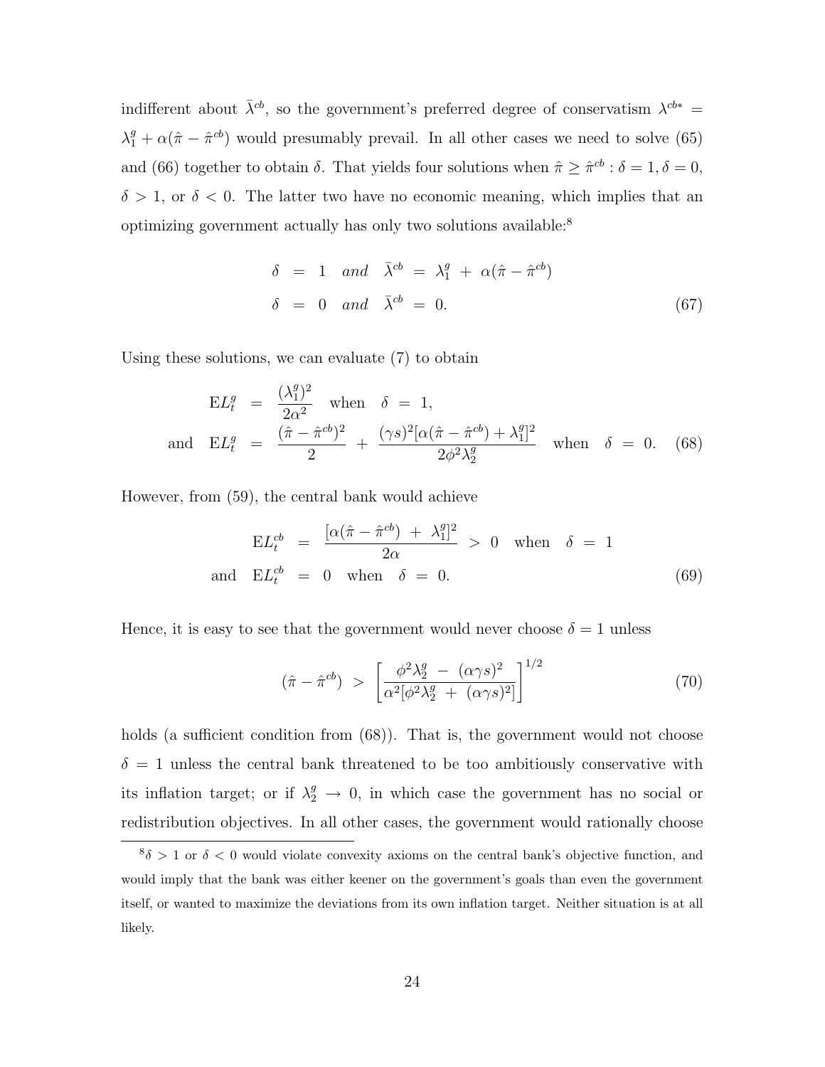indifferent about $\bar{\lambda}^{cb}$, so the government's preferred degree of conservatism $\lambda^{cb*} = \lambda_1^g + \alpha(\hat{\pi} - \hat{\pi}^{cb})$ would presumably prevail. In all other cases we need to solve (65) and (66) together to obtain $\delta$. That yields four solutions when $\hat{\pi} \geq \hat{\pi}^{cb} : \delta = 1, \delta = 0$, $\delta > 1$, or $\delta < 0$. The latter two have no economic meaning, which implies that an optimizing government actually has only two solutions available:[8]

$$
\begin{aligned}
\delta &= 1 \quad \textit{and} \quad \bar{\lambda}^{cb} \;=\; \lambda_1^g \;+\; \alpha(\hat{\pi} - \hat{\pi}^{cb}) \\
\delta &= 0 \quad \textit{and} \quad \bar{\lambda}^{cb} \;=\; 0.
\end{aligned}
\tag{67}
$$

Using these solutions, we can evaluate (7) to obtain

$$
\begin{aligned}
\mathrm{E}L_t^g &= \frac{(\lambda_1^g)^2}{2\alpha^2} \quad \text{when} \quad \delta \;=\; 1, \\
\text{and} \quad \mathrm{E}L_t^g &= \frac{(\hat{\pi} - \hat{\pi}^{cb})^2}{2} \;+\; \frac{(\gamma s)^2[\alpha(\hat{\pi} - \hat{\pi}^{cb}) + \lambda_1^g]^2}{2\phi^2\lambda_2^g} \quad \text{when} \quad \delta \;=\; 0.
\end{aligned}
\tag{68}
$$

However, from (59), the central bank would achieve

$$
\begin{aligned}
\mathrm{E}L_t^{cb} &= \frac{[\alpha(\hat{\pi} - \hat{\pi}^{cb}) \;+\; \lambda_1^g]^2}{2\alpha} \;>\; 0 \quad \text{when} \quad \delta \;=\; 1 \\
\text{and} \quad \mathrm{E}L_t^{cb} &= 0 \quad \text{when} \quad \delta \;=\; 0.
\end{aligned}
\tag{69}
$$

Hence, it is easy to see that the government would never choose $\delta = 1$ unless

$$
(\hat{\pi} - \hat{\pi}^{cb}) \;>\; \left[\frac{\phi^2\lambda_2^g \;-\; (\alpha\gamma s)^2}{\alpha^2[\phi^2\lambda_2^g \;+\; (\alpha\gamma s)^2]}\right]^{1/2}
\tag{70}
$$

holds (a sufficient condition from (68)). That is, the government would not choose $\delta = 1$ unless the central bank threatened to be too ambitiously conservative with its inflation target; or if $\lambda_2^g \to 0$, in which case the government has no social or redistribution objectives. In all other cases, the government would rationally choose

[8] $\delta > 1$ or $\delta < 0$ would violate convexity axioms on the central bank's objective function, and would imply that the bank was either keener on the government's goals than even the government itself, or wanted to maximize the deviations from its own inflation target. Neither situation is at all likely.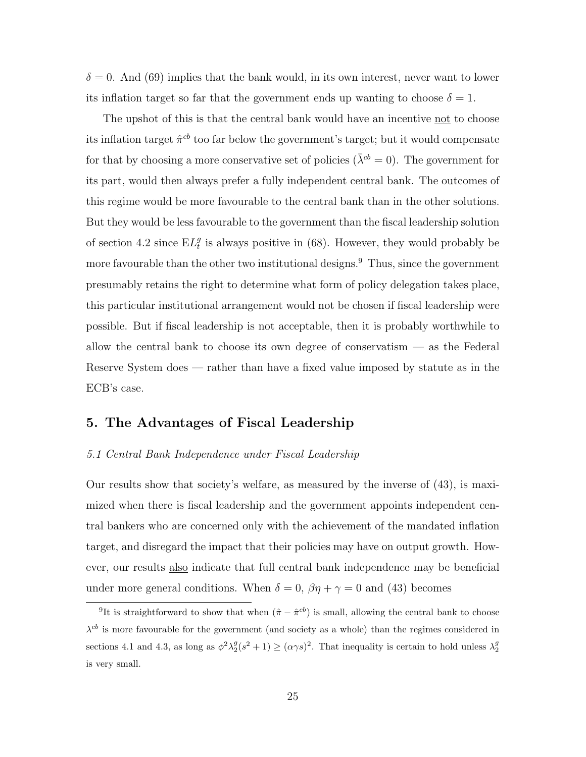$\delta = 0$. And (69) implies that the bank would, in its own interest, never want to lower its inflation target so far that the government ends up wanting to choose $\delta = 1$.

The upshot of this is that the central bank would have an incentive not to choose its inflation target $\hat{\pi}^{cb}$ too far below the government's target; but it would compensate for that by choosing a more conservative set of policies ($\bar{\lambda}^{cb} = 0$). The government for its part, would then always prefer a fully independent central bank. The outcomes of this regime would be more favourable to the central bank than in the other solutions. But they would be less favourable to the government than the fiscal leadership solution of section 4.2 since $\mathrm{E}L_t^g$ is always positive in (68). However, they would probably be more favourable than the other two institutional designs.[9] Thus, since the government presumably retains the right to determine what form of policy delegation takes place, this particular institutional arrangement would not be chosen if fiscal leadership were possible. But if fiscal leadership is not acceptable, then it is probably worthwhile to allow the central bank to choose its own degree of conservatism — as the Federal Reserve System does — rather than have a fixed value imposed by statute as in the ECB's case.

## 5. The Advantages of Fiscal Leadership

### *5.1 Central Bank Independence under Fiscal Leadership*

Our results show that society's welfare, as measured by the inverse of (43), is maximized when there is fiscal leadership and the government appoints independent central bankers who are concerned only with the achievement of the mandated inflation target, and disregard the impact that their policies may have on output growth. However, our results also indicate that full central bank independence may be beneficial under more general conditions. When $\delta = 0$, $\beta\eta + \gamma = 0$ and (43) becomes

[9] It is straightforward to show that when $(\hat{\pi} - \hat{\pi}^{cb})$ is small, allowing the central bank to choose $\lambda^{cb}$ is more favourable for the government (and society as a whole) than the regimes considered in sections 4.1 and 4.3, as long as $\phi^2 \lambda_2^g (s^2 + 1) \geq (\alpha \gamma s)^2$. That inequality is certain to hold unless $\lambda_2^g$ is very small.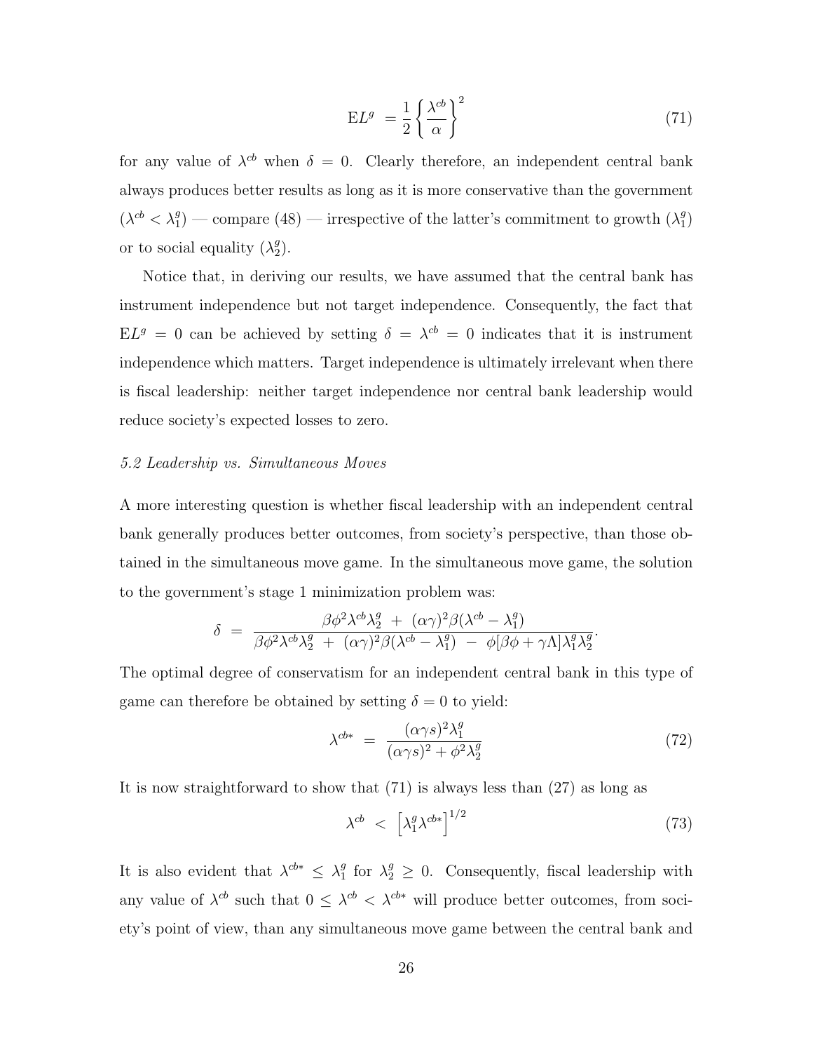$$\mathrm{E}L^g \;= \frac{1}{2}\left\{\frac{\lambda^{cb}}{\alpha}\right\}^2 \tag{71}$$

for any value of $\lambda^{cb}$ when $\delta = 0$. Clearly therefore, an independent central bank always produces better results as long as it is more conservative than the government ($\lambda^{cb} < \lambda_1^g$) — compare (48) — irrespective of the latter's commitment to growth ($\lambda_1^g$) or to social equality ($\lambda_2^g$).

Notice that, in deriving our results, we have assumed that the central bank has instrument independence but not target independence. Consequently, the fact that $\mathrm{E}L^g = 0$ can be achieved by setting $\delta = \lambda^{cb} = 0$ indicates that it is instrument independence which matters. Target independence is ultimately irrelevant when there is fiscal leadership: neither target independence nor central bank leadership would reduce society's expected losses to zero.

*5.2 Leadership vs. Simultaneous Moves*

A more interesting question is whether fiscal leadership with an independent central bank generally produces better outcomes, from society's perspective, than those obtained in the simultaneous move game. In the simultaneous move game, the solution to the government's stage 1 minimization problem was:

$$\delta \;=\; \frac{\beta\phi^2\lambda^{cb}\lambda_2^g \;+\; (\alpha\gamma)^2\beta(\lambda^{cb} - \lambda_1^g)}{\beta\phi^2\lambda^{cb}\lambda_2^g \;+\; (\alpha\gamma)^2\beta(\lambda^{cb} - \lambda_1^g) \;-\; \phi[\beta\phi + \gamma\Lambda]\lambda_1^g\lambda_2^g}.$$

The optimal degree of conservatism for an independent central bank in this type of game can therefore be obtained by setting $\delta = 0$ to yield:

$$\lambda^{cb*} \;=\; \frac{(\alpha\gamma s)^2\lambda_1^g}{(\alpha\gamma s)^2 + \phi^2\lambda_2^g} \tag{72}$$

It is now straightforward to show that (71) is always less than (27) as long as

$$\lambda^{cb} \;<\; \left[\lambda_1^g\lambda^{cb*}\right]^{1/2} \tag{73}$$

It is also evident that $\lambda^{cb*} \leq \lambda_1^g$ for $\lambda_2^g \geq 0$. Consequently, fiscal leadership with any value of $\lambda^{cb}$ such that $0 \leq \lambda^{cb} < \lambda^{cb*}$ will produce better outcomes, from society's point of view, than any simultaneous move game between the central bank and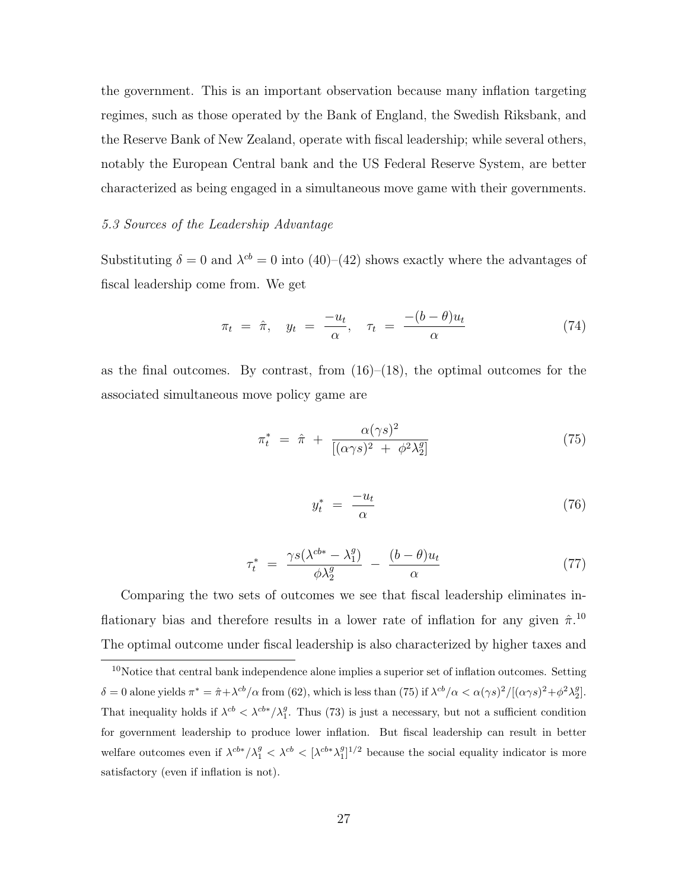the government. This is an important observation because many inflation targeting regimes, such as those operated by the Bank of England, the Swedish Riksbank, and the Reserve Bank of New Zealand, operate with fiscal leadership; while several others, notably the European Central bank and the US Federal Reserve System, are better characterized as being engaged in a simultaneous move game with their governments.

*5.3 Sources of the Leadership Advantage*

Substituting $\delta = 0$ and $\lambda^{cb} = 0$ into (40)–(42) shows exactly where the advantages of fiscal leadership come from. We get

$$\pi_t \ = \ \hat{\pi}, \quad y_t \ = \ \frac{-u_t}{\alpha}, \quad \tau_t \ = \ \frac{-(b-\theta)u_t}{\alpha} \tag{74}$$

as the final outcomes. By contrast, from (16)–(18), the optimal outcomes for the associated simultaneous move policy game are

$$\pi_t^* \ = \ \hat{\pi} \ + \ \frac{\alpha(\gamma s)^2}{[(\alpha\gamma s)^2 \ + \ \phi^2\lambda_2^g]} \tag{75}$$

$$y_t^* \ = \ \frac{-u_t}{\alpha} \tag{76}$$

$$\tau_t^* \ = \ \frac{\gamma s(\lambda^{cb*} - \lambda_1^g)}{\phi\lambda_2^g} \ - \ \frac{(b-\theta)u_t}{\alpha} \tag{77}$$

Comparing the two sets of outcomes we see that fiscal leadership eliminates inflationary bias and therefore results in a lower rate of inflation for any given $\hat{\pi}$.[10] The optimal outcome under fiscal leadership is also characterized by higher taxes and

[10] Notice that central bank independence alone implies a superior set of inflation outcomes. Setting $\delta = 0$ alone yields $\pi^* = \hat{\pi} + \lambda^{cb}/\alpha$ from (62), which is less than (75) if $\lambda^{cb}/\alpha < \alpha(\gamma s)^2/[(\alpha\gamma s)^2 + \phi^2\lambda_2^g]$. That inequality holds if $\lambda^{cb} < \lambda^{cb*}/\lambda_1^g$. Thus (73) is just a necessary, but not a sufficient condition for government leadership to produce lower inflation. But fiscal leadership can result in better welfare outcomes even if $\lambda^{cb*}/\lambda_1^g < \lambda^{cb} < [\lambda^{cb*}\lambda_1^g]^{1/2}$ because the social equality indicator is more satisfactory (even if inflation is not).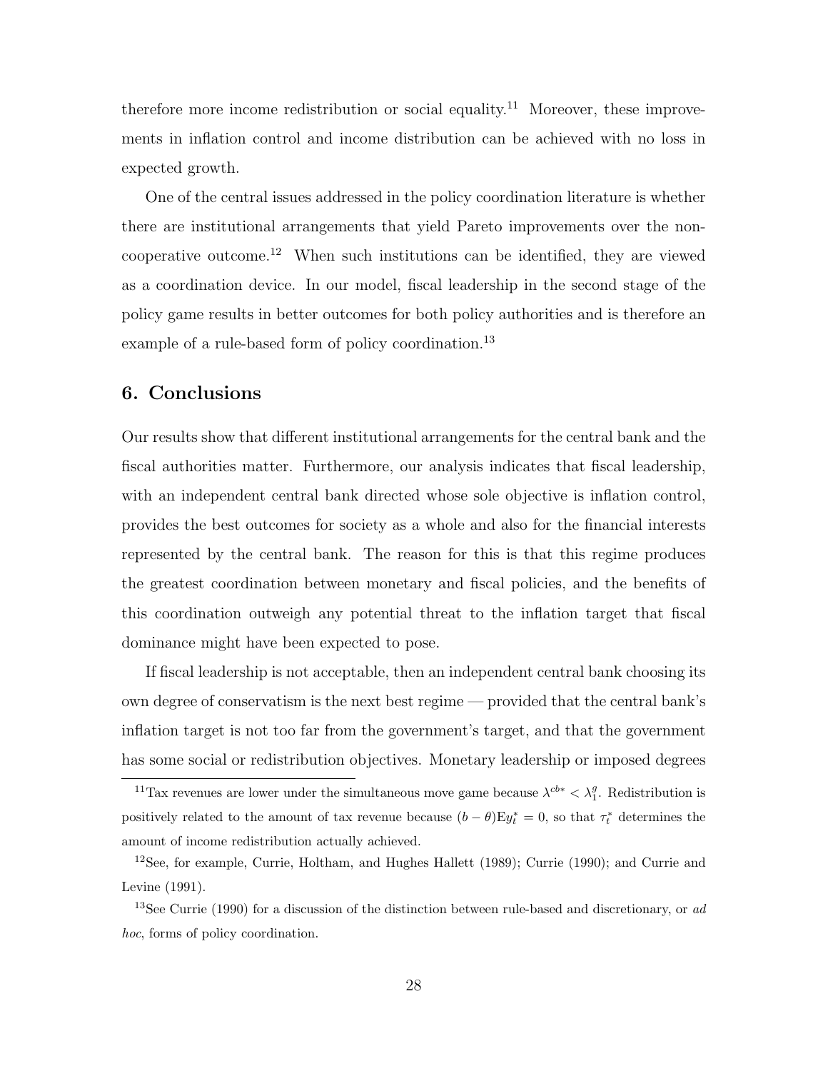therefore more income redistribution or social equality.[11] Moreover, these improvements in inflation control and income distribution can be achieved with no loss in expected growth.

One of the central issues addressed in the policy coordination literature is whether there are institutional arrangements that yield Pareto improvements over the noncooperative outcome.[12] When such institutions can be identified, they are viewed as a coordination device. In our model, fiscal leadership in the second stage of the policy game results in better outcomes for both policy authorities and is therefore an example of a rule-based form of policy coordination.[13]

## 6. Conclusions

Our results show that different institutional arrangements for the central bank and the fiscal authorities matter. Furthermore, our analysis indicates that fiscal leadership, with an independent central bank directed whose sole objective is inflation control, provides the best outcomes for society as a whole and also for the financial interests represented by the central bank. The reason for this is that this regime produces the greatest coordination between monetary and fiscal policies, and the benefits of this coordination outweigh any potential threat to the inflation target that fiscal dominance might have been expected to pose.

If fiscal leadership is not acceptable, then an independent central bank choosing its own degree of conservatism is the next best regime — provided that the central bank's inflation target is not too far from the government's target, and that the government has some social or redistribution objectives. Monetary leadership or imposed degrees

[11] Tax revenues are lower under the simultaneous move game because $\lambda^{cb*} < \lambda_1^g$. Redistribution is positively related to the amount of tax revenue because $(b - \theta)\mathrm{E}y_t^* = 0$, so that $\tau_t^*$ determines the amount of income redistribution actually achieved.

[12] See, for example, Currie, Holtham, and Hughes Hallett (1989); Currie (1990); and Currie and Levine (1991).

[13] See Currie (1990) for a discussion of the distinction between rule-based and discretionary, or *ad hoc*, forms of policy coordination.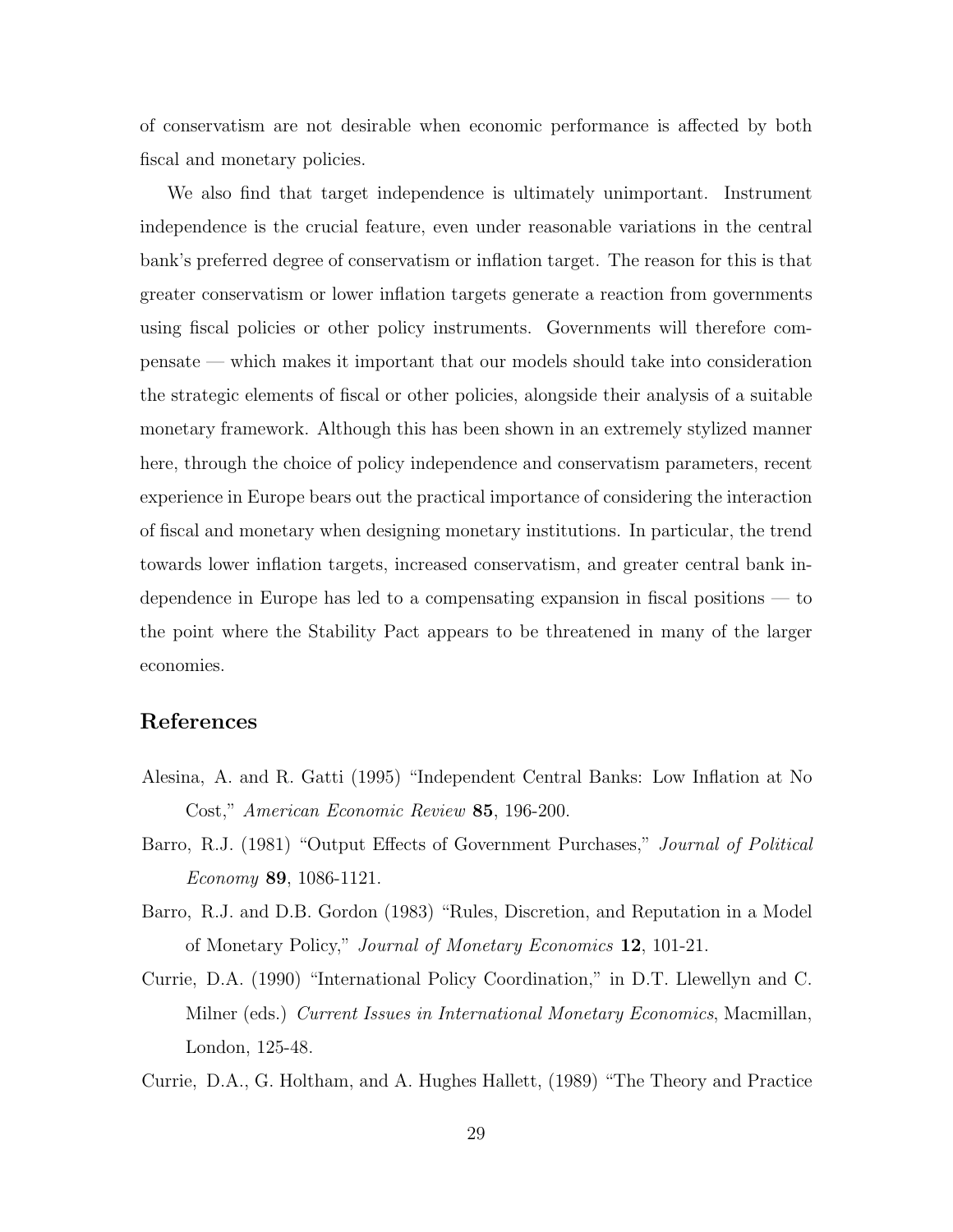of conservatism are not desirable when economic performance is affected by both fiscal and monetary policies.

We also find that target independence is ultimately unimportant. Instrument independence is the crucial feature, even under reasonable variations in the central bank's preferred degree of conservatism or inflation target. The reason for this is that greater conservatism or lower inflation targets generate a reaction from governments using fiscal policies or other policy instruments. Governments will therefore compensate — which makes it important that our models should take into consideration the strategic elements of fiscal or other policies, alongside their analysis of a suitable monetary framework. Although this has been shown in an extremely stylized manner here, through the choice of policy independence and conservatism parameters, recent experience in Europe bears out the practical importance of considering the interaction of fiscal and monetary when designing monetary institutions. In particular, the trend towards lower inflation targets, increased conservatism, and greater central bank independence in Europe has led to a compensating expansion in fiscal positions — to the point where the Stability Pact appears to be threatened in many of the larger economies.

## References

Alesina, A. and R. Gatti (1995) "Independent Central Banks: Low Inflation at No Cost," *American Economic Review* **85**, 196-200.

Barro, R.J. (1981) "Output Effects of Government Purchases," *Journal of Political Economy* **89**, 1086-1121.

Barro, R.J. and D.B. Gordon (1983) "Rules, Discretion, and Reputation in a Model of Monetary Policy," *Journal of Monetary Economics* **12**, 101-21.

Currie, D.A. (1990) "International Policy Coordination," in D.T. Llewellyn and C. Milner (eds.) *Current Issues in International Monetary Economics*, Macmillan, London, 125-48.

Currie, D.A., G. Holtham, and A. Hughes Hallett, (1989) "The Theory and Practice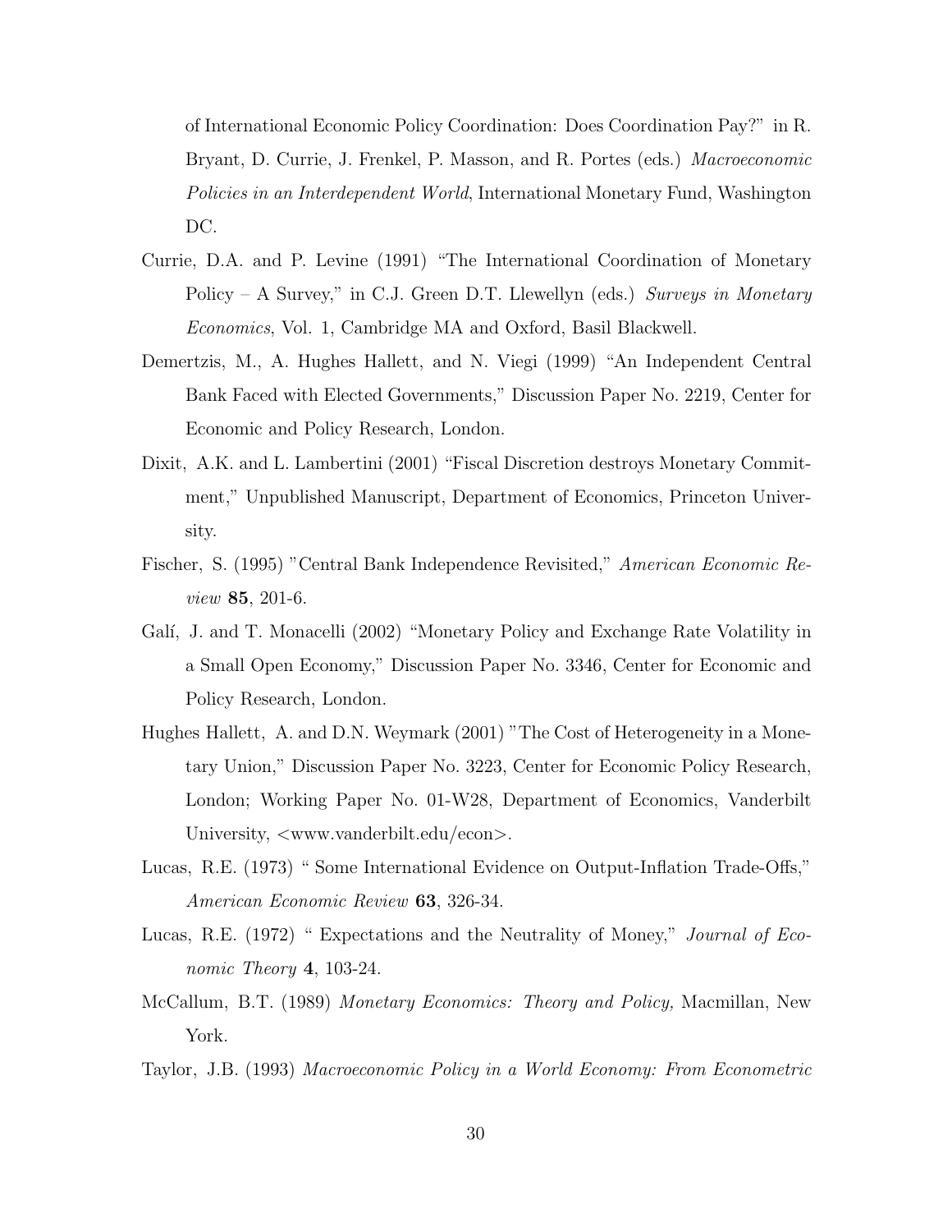of International Economic Policy Coordination: Does Coordination Pay?" in R. Bryant, D. Currie, J. Frenkel, P. Masson, and R. Portes (eds.) *Macroeconomic Policies in an Interdependent World*, International Monetary Fund, Washington DC.

Currie, D.A. and P. Levine (1991) "The International Coordination of Monetary Policy – A Survey," in C.J. Green D.T. Llewellyn (eds.) *Surveys in Monetary Economics*, Vol. 1, Cambridge MA and Oxford, Basil Blackwell.

Demertzis, M., A. Hughes Hallett, and N. Viegi (1999) "An Independent Central Bank Faced with Elected Governments," Discussion Paper No. 2219, Center for Economic and Policy Research, London.

Dixit, A.K. and L. Lambertini (2001) "Fiscal Discretion destroys Monetary Commitment," Unpublished Manuscript, Department of Economics, Princeton University.

Fischer, S. (1995) "Central Bank Independence Revisited," *American Economic Review* **85**, 201-6.

Galí, J. and T. Monacelli (2002) "Monetary Policy and Exchange Rate Volatility in a Small Open Economy," Discussion Paper No. 3346, Center for Economic and Policy Research, London.

Hughes Hallett, A. and D.N. Weymark (2001) "The Cost of Heterogeneity in a Monetary Union," Discussion Paper No. 3223, Center for Economic Policy Research, London; Working Paper No. 01-W28, Department of Economics, Vanderbilt University, <www.vanderbilt.edu/econ>.

Lucas, R.E. (1973) " Some International Evidence on Output-Inflation Trade-Offs," *American Economic Review* **63**, 326-34.

Lucas, R.E. (1972) " Expectations and the Neutrality of Money," *Journal of Economic Theory* **4**, 103-24.

McCallum, B.T. (1989) *Monetary Economics: Theory and Policy,* Macmillan, New York.

Taylor, J.B. (1993) *Macroeconomic Policy in a World Economy: From Econometric*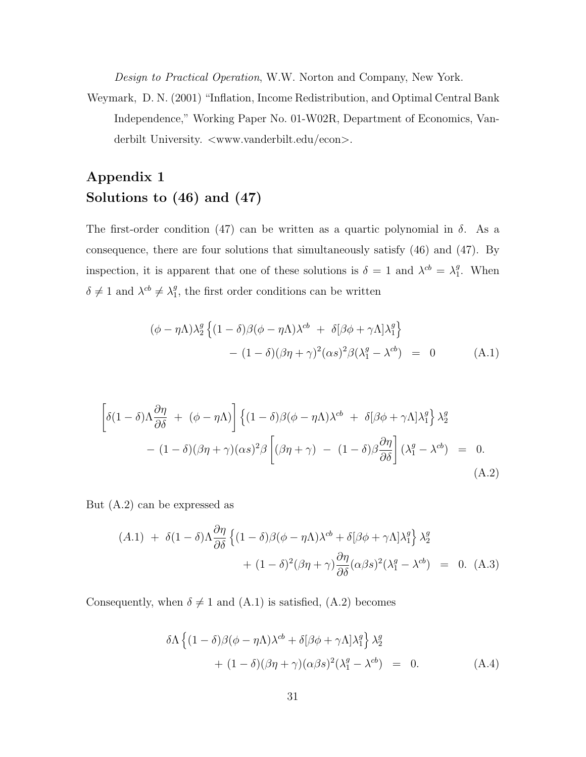Design to Practical Operation, W.W. Norton and Company, New York.

Weymark, D. N. (2001) "Inflation, Income Redistribution, and Optimal Central Bank Independence," Working Paper No. 01-W02R, Department of Economics, Vanderbilt University. <www.vanderbilt.edu/econ>.

# Appendix 1
# Solutions to (46) and (47)

The first-order condition (47) can be written as a quartic polynomial in $\delta$. As a consequence, there are four solutions that simultaneously satisfy (46) and (47). By inspection, it is apparent that one of these solutions is $\delta = 1$ and $\lambda^{cb} = \lambda_1^g$. When $\delta \neq 1$ and $\lambda^{cb} \neq \lambda_1^g$, the first order conditions can be written

$$(\phi - \eta\Lambda)\lambda_2^g \left\{(1-\delta)\beta(\phi - \eta\Lambda)\lambda^{cb} \; + \; \delta[\beta\phi + \gamma\Lambda]\lambda_1^g\right\} - (1-\delta)(\beta\eta + \gamma)^2(\alpha s)^2\beta(\lambda_1^g - \lambda^{cb}) \;=\; 0 \qquad \text{(A.1)}$$

$$\left[\delta(1-\delta)\Lambda\frac{\partial\eta}{\partial\delta} \; + \; (\phi - \eta\Lambda)\right]\left\{(1-\delta)\beta(\phi - \eta\Lambda)\lambda^{cb} \; + \; \delta[\beta\phi + \gamma\Lambda]\lambda_1^g\right\}\lambda_2^g - (1-\delta)(\beta\eta + \gamma)(\alpha s)^2\beta\left[(\beta\eta + \gamma) \; - \; (1-\delta)\beta\frac{\partial\eta}{\partial\delta}\right](\lambda_1^g - \lambda^{cb}) \;=\; 0. \qquad \text{(A.2)}$$

But (A.2) can be expressed as

$$(A.1) \; + \; \delta(1-\delta)\Lambda\frac{\partial\eta}{\partial\delta}\left\{(1-\delta)\beta(\phi - \eta\Lambda)\lambda^{cb} + \delta[\beta\phi + \gamma\Lambda]\lambda_1^g\right\}\lambda_2^g + (1-\delta)^2(\beta\eta + \gamma)\frac{\partial\eta}{\partial\delta}(\alpha\beta s)^2(\lambda_1^g - \lambda^{cb}) \;=\; 0. \quad \text{(A.3)}$$

Consequently, when $\delta \neq 1$ and (A.1) is satisfied, (A.2) becomes

$$\delta\Lambda\left\{(1-\delta)\beta(\phi - \eta\Lambda)\lambda^{cb} + \delta[\beta\phi + \gamma\Lambda]\lambda_1^g\right\}\lambda_2^g + (1-\delta)(\beta\eta + \gamma)(\alpha\beta s)^2(\lambda_1^g - \lambda^{cb}) \;=\; 0. \qquad \text{(A.4)}$$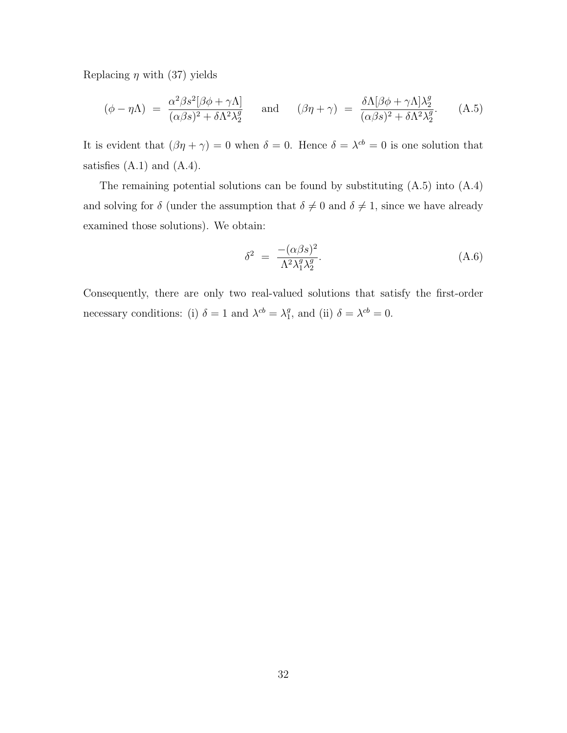Replacing $\eta$ with (37) yields

$$(\phi - \eta\Lambda) \;=\; \frac{\alpha^2\beta s^2[\beta\phi + \gamma\Lambda]}{(\alpha\beta s)^2 + \delta\Lambda^2\lambda_2^g} \quad \text{and} \quad (\beta\eta + \gamma) \;=\; \frac{\delta\Lambda[\beta\phi + \gamma\Lambda]\lambda_2^g}{(\alpha\beta s)^2 + \delta\Lambda^2\lambda_2^g}. \tag{A.5}$$

It is evident that $(\beta\eta + \gamma) = 0$ when $\delta = 0$. Hence $\delta = \lambda^{cb} = 0$ is one solution that satisfies (A.1) and (A.4).

The remaining potential solutions can be found by substituting (A.5) into (A.4) and solving for $\delta$ (under the assumption that $\delta \neq 0$ and $\delta \neq 1$, since we have already examined those solutions). We obtain:

$$\delta^2 \;=\; \frac{-(\alpha\beta s)^2}{\Lambda^2\lambda_1^g\lambda_2^g}. \tag{A.6}$$

Consequently, there are only two real-valued solutions that satisfy the first-order necessary conditions: (i) $\delta = 1$ and $\lambda^{cb} = \lambda_1^g$, and (ii) $\delta = \lambda^{cb} = 0$.